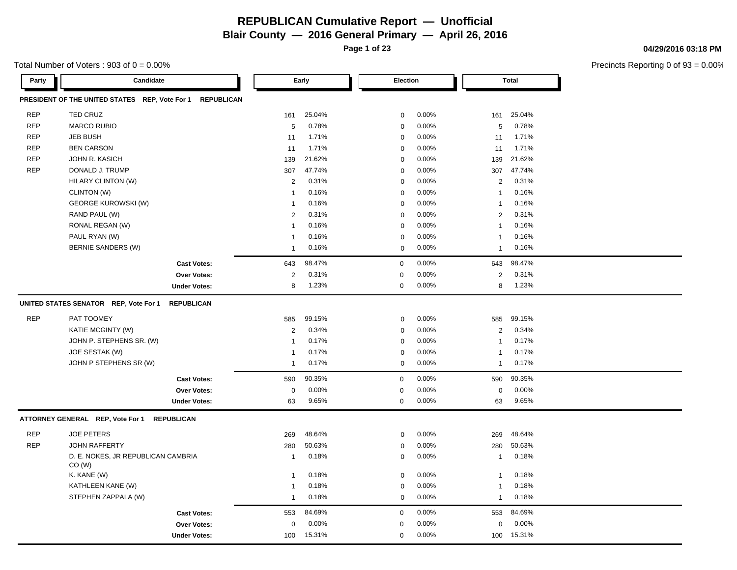# REPUBLICAN Cumulative Report — Unofficial

## Blair County — 2016 General Primary — April 26, 2016

04/29/2016 03:18 PM

Total Number of Voters : 903 of 0 = 0.00%

Precincts Reporting 0 of 93 = 0.00%

| Party | Candidate | Early | | Election | | Total | |
|---|---|---|---|---|---|---|---|
| **PRESIDENT OF THE UNITED STATES REP, Vote For 1 REPUBLICAN** | | | | | | | |
| REP | TED CRUZ | 161 | 25.04% | 0 | 0.00% | 161 | 25.04% |
| REP | MARCO RUBIO | 5 | 0.78% | 0 | 0.00% | 5 | 0.78% |
| REP | JEB BUSH | 11 | 1.71% | 0 | 0.00% | 11 | 1.71% |
| REP | BEN CARSON | 11 | 1.71% | 0 | 0.00% | 11 | 1.71% |
| REP | JOHN R. KASICH | 139 | 21.62% | 0 | 0.00% | 139 | 21.62% |
| REP | DONALD J. TRUMP | 307 | 47.74% | 0 | 0.00% | 307 | 47.74% |
| | HILARY CLINTON (W) | 2 | 0.31% | 0 | 0.00% | 2 | 0.31% |
| | CLINTON (W) | 1 | 0.16% | 0 | 0.00% | 1 | 0.16% |
| | GEORGE KUROWSKI (W) | 1 | 0.16% | 0 | 0.00% | 1 | 0.16% |
| | RAND PAUL (W) | 2 | 0.31% | 0 | 0.00% | 2 | 0.31% |
| | RONAL REGAN (W) | 1 | 0.16% | 0 | 0.00% | 1 | 0.16% |
| | PAUL RYAN (W) | 1 | 0.16% | 0 | 0.00% | 1 | 0.16% |
| | BERNIE SANDERS (W) | 1 | 0.16% | 0 | 0.00% | 1 | 0.16% |
| | **Cast Votes:** | 643 | 98.47% | 0 | 0.00% | 643 | 98.47% |
| | **Over Votes:** | 2 | 0.31% | 0 | 0.00% | 2 | 0.31% |
| | **Under Votes:** | 8 | 1.23% | 0 | 0.00% | 8 | 1.23% |
| **UNITED STATES SENATOR REP, Vote For 1 REPUBLICAN** | | | | | | | |
| REP | PAT TOOMEY | 585 | 99.15% | 0 | 0.00% | 585 | 99.15% |
| | KATIE MCGINTY (W) | 2 | 0.34% | 0 | 0.00% | 2 | 0.34% |
| | JOHN P. STEPHENS SR. (W) | 1 | 0.17% | 0 | 0.00% | 1 | 0.17% |
| | JOE SESTAK (W) | 1 | 0.17% | 0 | 0.00% | 1 | 0.17% |
| | JOHN P STEPHENS SR (W) | 1 | 0.17% | 0 | 0.00% | 1 | 0.17% |
| | **Cast Votes:** | 590 | 90.35% | 0 | 0.00% | 590 | 90.35% |
| | **Over Votes:** | 0 | 0.00% | 0 | 0.00% | 0 | 0.00% |
| | **Under Votes:** | 63 | 9.65% | 0 | 0.00% | 63 | 9.65% |
| **ATTORNEY GENERAL REP, Vote For 1 REPUBLICAN** | | | | | | | |
| REP | JOE PETERS | 269 | 48.64% | 0 | 0.00% | 269 | 48.64% |
| REP | JOHN RAFFERTY | 280 | 50.63% | 0 | 0.00% | 280 | 50.63% |
| | D. E. NOKES, JR REPUBLICAN CAMBRIA CO (W) | 1 | 0.18% | 0 | 0.00% | 1 | 0.18% |
| | K. KANE (W) | 1 | 0.18% | 0 | 0.00% | 1 | 0.18% |
| | KATHLEEN KANE (W) | 1 | 0.18% | 0 | 0.00% | 1 | 0.18% |
| | STEPHEN ZAPPALA (W) | 1 | 0.18% | 0 | 0.00% | 1 | 0.18% |
| | **Cast Votes:** | 553 | 84.69% | 0 | 0.00% | 553 | 84.69% |
| | **Over Votes:** | 0 | 0.00% | 0 | 0.00% | 0 | 0.00% |
| | **Under Votes:** | 100 | 15.31% | 0 | 0.00% | 100 | 15.31% |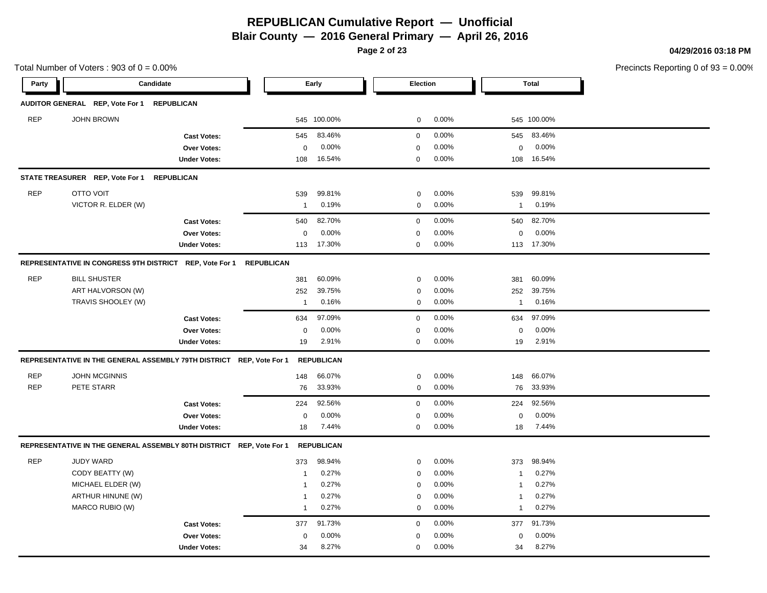# REPUBLICAN Cumulative Report — Unofficial

**Blair County — 2016 General Primary — April 26, 2016**

**04/29/2016 03:18 PM**

Total Number of Voters : 903 of 0 = 0.00%

Precincts Reporting 0 of 93 = 0.00%

| Party | Candidate | Early | | Election | | Total | |
|---|---|---|---|---|---|---|---|
| **AUDITOR GENERAL REP, Vote For 1 REPUBLICAN** | | | | | | | |
| REP | JOHN BROWN | 545 | 100.00% | 0 | 0.00% | 545 | 100.00% |
| | **Cast Votes:** | 545 | 83.46% | 0 | 0.00% | 545 | 83.46% |
| | **Over Votes:** | 0 | 0.00% | 0 | 0.00% | 0 | 0.00% |
| | **Under Votes:** | 108 | 16.54% | 0 | 0.00% | 108 | 16.54% |
| **STATE TREASURER REP, Vote For 1 REPUBLICAN** | | | | | | | |
| REP | OTTO VOIT | 539 | 99.81% | 0 | 0.00% | 539 | 99.81% |
| | VICTOR R. ELDER (W) | 1 | 0.19% | 0 | 0.00% | 1 | 0.19% |
| | **Cast Votes:** | 540 | 82.70% | 0 | 0.00% | 540 | 82.70% |
| | **Over Votes:** | 0 | 0.00% | 0 | 0.00% | 0 | 0.00% |
| | **Under Votes:** | 113 | 17.30% | 0 | 0.00% | 113 | 17.30% |
| **REPRESENTATIVE IN CONGRESS 9TH DISTRICT REP, Vote For 1 REPUBLICAN** | | | | | | | |
| REP | BILL SHUSTER | 381 | 60.09% | 0 | 0.00% | 381 | 60.09% |
| | ART HALVORSON (W) | 252 | 39.75% | 0 | 0.00% | 252 | 39.75% |
| | TRAVIS SHOOLEY (W) | 1 | 0.16% | 0 | 0.00% | 1 | 0.16% |
| | **Cast Votes:** | 634 | 97.09% | 0 | 0.00% | 634 | 97.09% |
| | **Over Votes:** | 0 | 0.00% | 0 | 0.00% | 0 | 0.00% |
| | **Under Votes:** | 19 | 2.91% | 0 | 0.00% | 19 | 2.91% |
| **REPRESENTATIVE IN THE GENERAL ASSEMBLY 79TH DISTRICT REP, Vote For 1 REPUBLICAN** | | | | | | | |
| REP | JOHN MCGINNIS | 148 | 66.07% | 0 | 0.00% | 148 | 66.07% |
| REP | PETE STARR | 76 | 33.93% | 0 | 0.00% | 76 | 33.93% |
| | **Cast Votes:** | 224 | 92.56% | 0 | 0.00% | 224 | 92.56% |
| | **Over Votes:** | 0 | 0.00% | 0 | 0.00% | 0 | 0.00% |
| | **Under Votes:** | 18 | 7.44% | 0 | 0.00% | 18 | 7.44% |
| **REPRESENTATIVE IN THE GENERAL ASSEMBLY 80TH DISTRICT REP, Vote For 1 REPUBLICAN** | | | | | | | |
| REP | JUDY WARD | 373 | 98.94% | 0 | 0.00% | 373 | 98.94% |
| | CODY BEATTY (W) | 1 | 0.27% | 0 | 0.00% | 1 | 0.27% |
| | MICHAEL ELDER (W) | 1 | 0.27% | 0 | 0.00% | 1 | 0.27% |
| | ARTHUR HINUNE (W) | 1 | 0.27% | 0 | 0.00% | 1 | 0.27% |
| | MARCO RUBIO (W) | 1 | 0.27% | 0 | 0.00% | 1 | 0.27% |
| | **Cast Votes:** | 377 | 91.73% | 0 | 0.00% | 377 | 91.73% |
| | **Over Votes:** | 0 | 0.00% | 0 | 0.00% | 0 | 0.00% |
| | **Under Votes:** | 34 | 8.27% | 0 | 0.00% | 34 | 8.27% |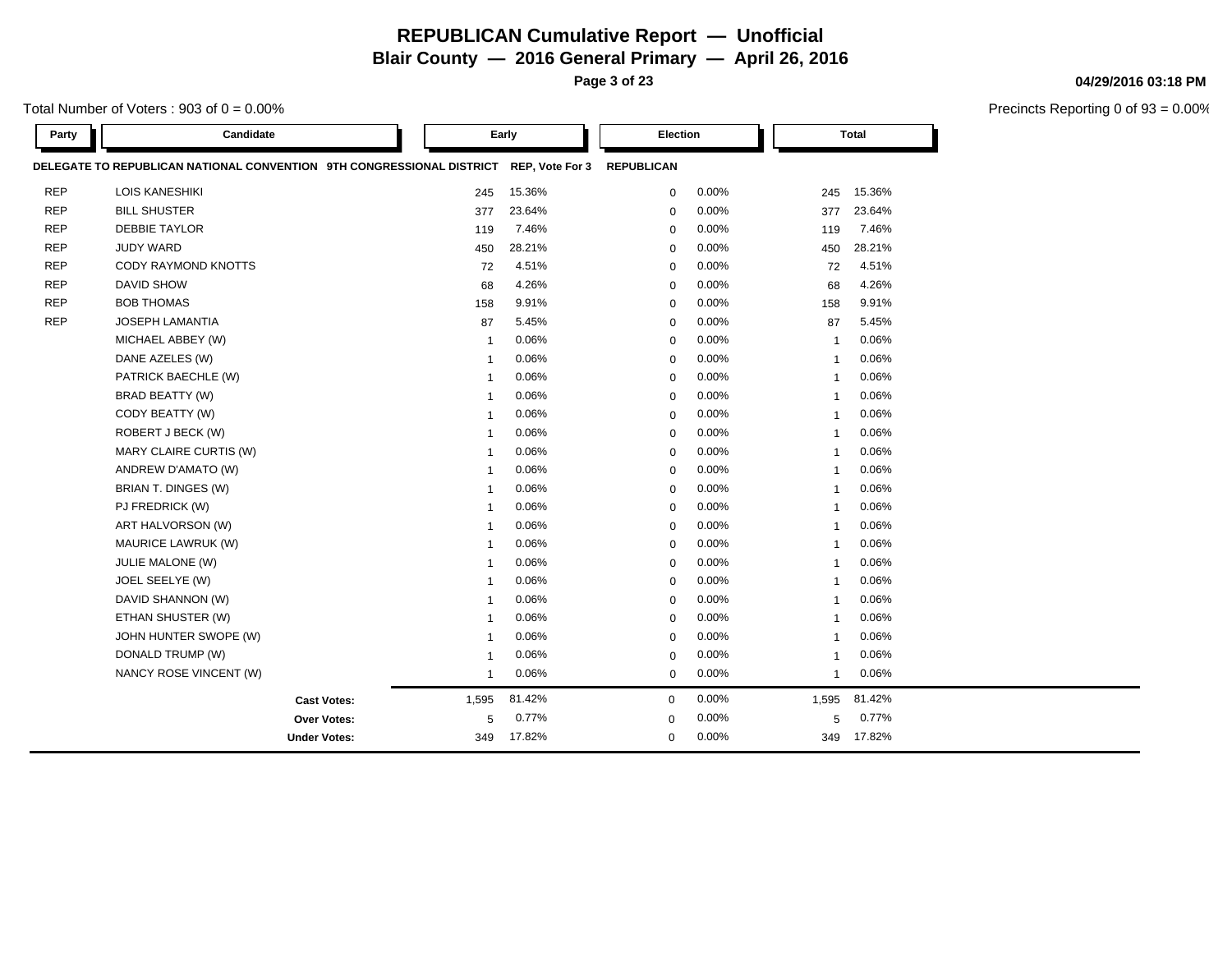# REPUBLICAN Cumulative Report — Unofficial

**Blair County — 2016 General Primary — April 26, 2016**

**04/29/2016 03:18 PM**

Total Number of Voters : 903 of 0 = 0.00%

Precincts Reporting 0 of 93 = 0.00%

**DELEGATE TO REPUBLICAN NATIONAL CONVENTION 9TH CONGRESSIONAL DISTRICT REP, Vote For 3 REPUBLICAN**

| Party | Candidate | Early | | Election | | Total | |
|---|---|---|---|---|---|---|---|
| REP | LOIS KANESHIKI | 245 | 15.36% | 0 | 0.00% | 245 | 15.36% |
| REP | BILL SHUSTER | 377 | 23.64% | 0 | 0.00% | 377 | 23.64% |
| REP | DEBBIE TAYLOR | 119 | 7.46% | 0 | 0.00% | 119 | 7.46% |
| REP | JUDY WARD | 450 | 28.21% | 0 | 0.00% | 450 | 28.21% |
| REP | CODY RAYMOND KNOTTS | 72 | 4.51% | 0 | 0.00% | 72 | 4.51% |
| REP | DAVID SHOW | 68 | 4.26% | 0 | 0.00% | 68 | 4.26% |
| REP | BOB THOMAS | 158 | 9.91% | 0 | 0.00% | 158 | 9.91% |
| REP | JOSEPH LAMANTIA | 87 | 5.45% | 0 | 0.00% | 87 | 5.45% |
| | MICHAEL ABBEY (W) | 1 | 0.06% | 0 | 0.00% | 1 | 0.06% |
| | DANE AZELES (W) | 1 | 0.06% | 0 | 0.00% | 1 | 0.06% |
| | PATRICK BAECHLE (W) | 1 | 0.06% | 0 | 0.00% | 1 | 0.06% |
| | BRAD BEATTY (W) | 1 | 0.06% | 0 | 0.00% | 1 | 0.06% |
| | CODY BEATTY (W) | 1 | 0.06% | 0 | 0.00% | 1 | 0.06% |
| | ROBERT J BECK (W) | 1 | 0.06% | 0 | 0.00% | 1 | 0.06% |
| | MARY CLAIRE CURTIS (W) | 1 | 0.06% | 0 | 0.00% | 1 | 0.06% |
| | ANDREW D'AMATO (W) | 1 | 0.06% | 0 | 0.00% | 1 | 0.06% |
| | BRIAN T. DINGES (W) | 1 | 0.06% | 0 | 0.00% | 1 | 0.06% |
| | PJ FREDRICK (W) | 1 | 0.06% | 0 | 0.00% | 1 | 0.06% |
| | ART HALVORSON (W) | 1 | 0.06% | 0 | 0.00% | 1 | 0.06% |
| | MAURICE LAWRUK (W) | 1 | 0.06% | 0 | 0.00% | 1 | 0.06% |
| | JULIE MALONE (W) | 1 | 0.06% | 0 | 0.00% | 1 | 0.06% |
| | JOEL SEELYE (W) | 1 | 0.06% | 0 | 0.00% | 1 | 0.06% |
| | DAVID SHANNON (W) | 1 | 0.06% | 0 | 0.00% | 1 | 0.06% |
| | ETHAN SHUSTER (W) | 1 | 0.06% | 0 | 0.00% | 1 | 0.06% |
| | JOHN HUNTER SWOPE (W) | 1 | 0.06% | 0 | 0.00% | 1 | 0.06% |
| | DONALD TRUMP (W) | 1 | 0.06% | 0 | 0.00% | 1 | 0.06% |
| | NANCY ROSE VINCENT (W) | 1 | 0.06% | 0 | 0.00% | 1 | 0.06% |
| | **Cast Votes:** | 1,595 | 81.42% | 0 | 0.00% | 1,595 | 81.42% |
| | **Over Votes:** | 5 | 0.77% | 0 | 0.00% | 5 | 0.77% |
| | **Under Votes:** | 349 | 17.82% | 0 | 0.00% | 349 | 17.82% |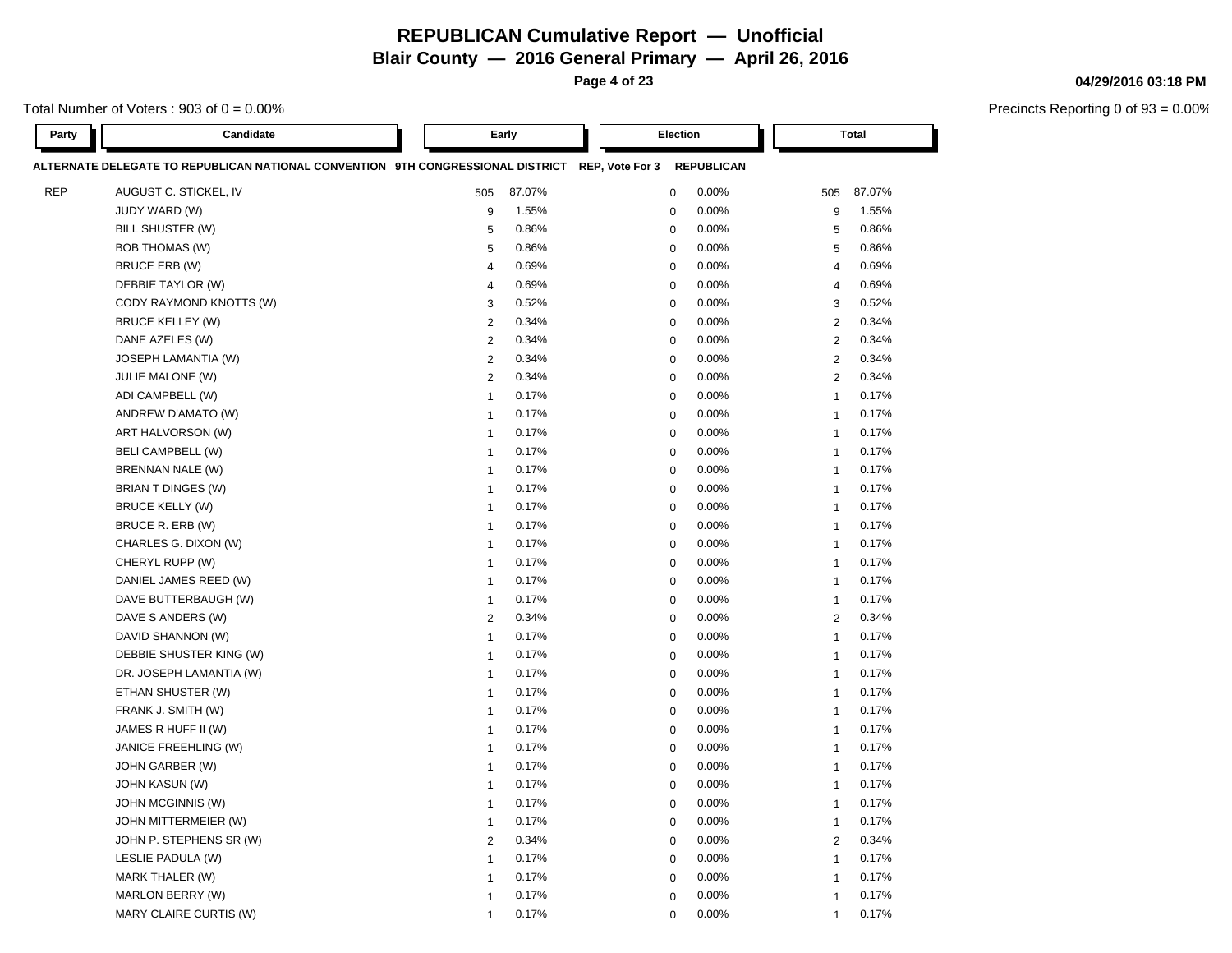# REPUBLICAN Cumulative Report — Unofficial

## Blair County — 2016 General Primary — April 26, 2016

04/29/2016 03:18 PM

Total Number of Voters : 903 of 0 = 0.00%

Precincts Reporting 0 of 93 = 0.00%

**ALTERNATE DELEGATE TO REPUBLICAN NATIONAL CONVENTION 9TH CONGRESSIONAL DISTRICT REP, Vote For 3 REPUBLICAN**

| Party | Candidate | Early | | Election | | Total | |
|---|---|---|---|---|---|---|---|
| REP | AUGUST C. STICKEL, IV | 505 | 87.07% | 0 | 0.00% | 505 | 87.07% |
| | JUDY WARD (W) | 9 | 1.55% | 0 | 0.00% | 9 | 1.55% |
| | BILL SHUSTER (W) | 5 | 0.86% | 0 | 0.00% | 5 | 0.86% |
| | BOB THOMAS (W) | 5 | 0.86% | 0 | 0.00% | 5 | 0.86% |
| | BRUCE ERB (W) | 4 | 0.69% | 0 | 0.00% | 4 | 0.69% |
| | DEBBIE TAYLOR (W) | 4 | 0.69% | 0 | 0.00% | 4 | 0.69% |
| | CODY RAYMOND KNOTTS (W) | 3 | 0.52% | 0 | 0.00% | 3 | 0.52% |
| | BRUCE KELLEY (W) | 2 | 0.34% | 0 | 0.00% | 2 | 0.34% |
| | DANE AZELES (W) | 2 | 0.34% | 0 | 0.00% | 2 | 0.34% |
| | JOSEPH LAMANTIA (W) | 2 | 0.34% | 0 | 0.00% | 2 | 0.34% |
| | JULIE MALONE (W) | 2 | 0.34% | 0 | 0.00% | 2 | 0.34% |
| | ADI CAMPBELL (W) | 1 | 0.17% | 0 | 0.00% | 1 | 0.17% |
| | ANDREW D'AMATO (W) | 1 | 0.17% | 0 | 0.00% | 1 | 0.17% |
| | ART HALVORSON (W) | 1 | 0.17% | 0 | 0.00% | 1 | 0.17% |
| | BELI CAMPBELL (W) | 1 | 0.17% | 0 | 0.00% | 1 | 0.17% |
| | BRENNAN NALE (W) | 1 | 0.17% | 0 | 0.00% | 1 | 0.17% |
| | BRIAN T DINGES (W) | 1 | 0.17% | 0 | 0.00% | 1 | 0.17% |
| | BRUCE KELLY (W) | 1 | 0.17% | 0 | 0.00% | 1 | 0.17% |
| | BRUCE R. ERB (W) | 1 | 0.17% | 0 | 0.00% | 1 | 0.17% |
| | CHARLES G. DIXON (W) | 1 | 0.17% | 0 | 0.00% | 1 | 0.17% |
| | CHERYL RUPP (W) | 1 | 0.17% | 0 | 0.00% | 1 | 0.17% |
| | DANIEL JAMES REED (W) | 1 | 0.17% | 0 | 0.00% | 1 | 0.17% |
| | DAVE BUTTERBAUGH (W) | 1 | 0.17% | 0 | 0.00% | 1 | 0.17% |
| | DAVE S ANDERS (W) | 2 | 0.34% | 0 | 0.00% | 2 | 0.34% |
| | DAVID SHANNON (W) | 1 | 0.17% | 0 | 0.00% | 1 | 0.17% |
| | DEBBIE SHUSTER KING (W) | 1 | 0.17% | 0 | 0.00% | 1 | 0.17% |
| | DR. JOSEPH LAMANTIA (W) | 1 | 0.17% | 0 | 0.00% | 1 | 0.17% |
| | ETHAN SHUSTER (W) | 1 | 0.17% | 0 | 0.00% | 1 | 0.17% |
| | FRANK J. SMITH (W) | 1 | 0.17% | 0 | 0.00% | 1 | 0.17% |
| | JAMES R HUFF II (W) | 1 | 0.17% | 0 | 0.00% | 1 | 0.17% |
| | JANICE FREEHLING (W) | 1 | 0.17% | 0 | 0.00% | 1 | 0.17% |
| | JOHN GARBER (W) | 1 | 0.17% | 0 | 0.00% | 1 | 0.17% |
| | JOHN KASUN (W) | 1 | 0.17% | 0 | 0.00% | 1 | 0.17% |
| | JOHN MCGINNIS (W) | 1 | 0.17% | 0 | 0.00% | 1 | 0.17% |
| | JOHN MITTERMEIER (W) | 1 | 0.17% | 0 | 0.00% | 1 | 0.17% |
| | JOHN P. STEPHENS SR (W) | 2 | 0.34% | 0 | 0.00% | 2 | 0.34% |
| | LESLIE PADULA (W) | 1 | 0.17% | 0 | 0.00% | 1 | 0.17% |
| | MARK THALER (W) | 1 | 0.17% | 0 | 0.00% | 1 | 0.17% |
| | MARLON BERRY (W) | 1 | 0.17% | 0 | 0.00% | 1 | 0.17% |
| | MARY CLAIRE CURTIS (W) | 1 | 0.17% | 0 | 0.00% | 1 | 0.17% |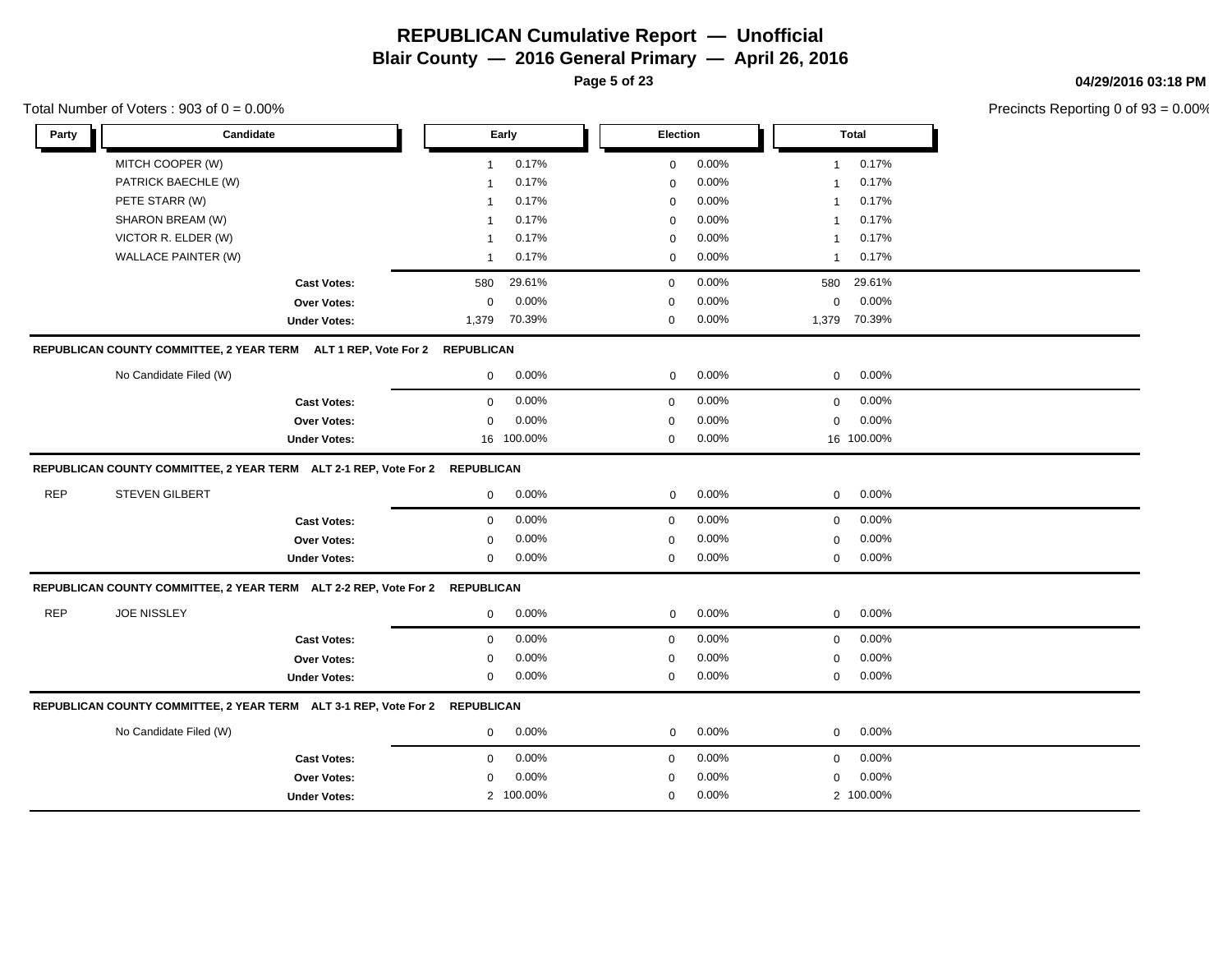# REPUBLICAN Cumulative Report — Unofficial

**Blair County — 2016 General Primary — April 26, 2016**

**04/29/2016 03:18 PM**

Total Number of Voters : 903 of 0 = 0.00%

Precincts Reporting 0 of 93 = 0.00%

| Party | Candidate | Early | | Election | | Total | |
|---|---|---|---|---|---|---|---|
| | MITCH COOPER (W) | 1 | 0.17% | 0 | 0.00% | 1 | 0.17% |
| | PATRICK BAECHLE (W) | 1 | 0.17% | 0 | 0.00% | 1 | 0.17% |
| | PETE STARR (W) | 1 | 0.17% | 0 | 0.00% | 1 | 0.17% |
| | SHARON BREAM (W) | 1 | 0.17% | 0 | 0.00% | 1 | 0.17% |
| | VICTOR R. ELDER (W) | 1 | 0.17% | 0 | 0.00% | 1 | 0.17% |
| | WALLACE PAINTER (W) | 1 | 0.17% | 0 | 0.00% | 1 | 0.17% |
| | **Cast Votes:** | 580 | 29.61% | 0 | 0.00% | 580 | 29.61% |
| | **Over Votes:** | 0 | 0.00% | 0 | 0.00% | 0 | 0.00% |
| | **Under Votes:** | 1,379 | 70.39% | 0 | 0.00% | 1,379 | 70.39% |

**REPUBLICAN COUNTY COMMITTEE, 2 YEAR TERM ALT 1 REP, Vote For 2 REPUBLICAN**

| Party | Candidate | Early | | Election | | Total | |
|---|---|---|---|---|---|---|---|
| | No Candidate Filed (W) | 0 | 0.00% | 0 | 0.00% | 0 | 0.00% |
| | **Cast Votes:** | 0 | 0.00% | 0 | 0.00% | 0 | 0.00% |
| | **Over Votes:** | 0 | 0.00% | 0 | 0.00% | 0 | 0.00% |
| | **Under Votes:** | 16 | 100.00% | 0 | 0.00% | 16 | 100.00% |

**REPUBLICAN COUNTY COMMITTEE, 2 YEAR TERM ALT 2-1 REP, Vote For 2 REPUBLICAN**

| Party | Candidate | Early | | Election | | Total | |
|---|---|---|---|---|---|---|---|
| REP | STEVEN GILBERT | 0 | 0.00% | 0 | 0.00% | 0 | 0.00% |
| | **Cast Votes:** | 0 | 0.00% | 0 | 0.00% | 0 | 0.00% |
| | **Over Votes:** | 0 | 0.00% | 0 | 0.00% | 0 | 0.00% |
| | **Under Votes:** | 0 | 0.00% | 0 | 0.00% | 0 | 0.00% |

**REPUBLICAN COUNTY COMMITTEE, 2 YEAR TERM ALT 2-2 REP, Vote For 2 REPUBLICAN**

| Party | Candidate | Early | | Election | | Total | |
|---|---|---|---|---|---|---|---|
| REP | JOE NISSLEY | 0 | 0.00% | 0 | 0.00% | 0 | 0.00% |
| | **Cast Votes:** | 0 | 0.00% | 0 | 0.00% | 0 | 0.00% |
| | **Over Votes:** | 0 | 0.00% | 0 | 0.00% | 0 | 0.00% |
| | **Under Votes:** | 0 | 0.00% | 0 | 0.00% | 0 | 0.00% |

**REPUBLICAN COUNTY COMMITTEE, 2 YEAR TERM ALT 3-1 REP, Vote For 2 REPUBLICAN**

| Party | Candidate | Early | | Election | | Total | |
|---|---|---|---|---|---|---|---|
| | No Candidate Filed (W) | 0 | 0.00% | 0 | 0.00% | 0 | 0.00% |
| | **Cast Votes:** | 0 | 0.00% | 0 | 0.00% | 0 | 0.00% |
| | **Over Votes:** | 0 | 0.00% | 0 | 0.00% | 0 | 0.00% |
| | **Under Votes:** | 2 | 100.00% | 0 | 0.00% | 2 | 100.00% |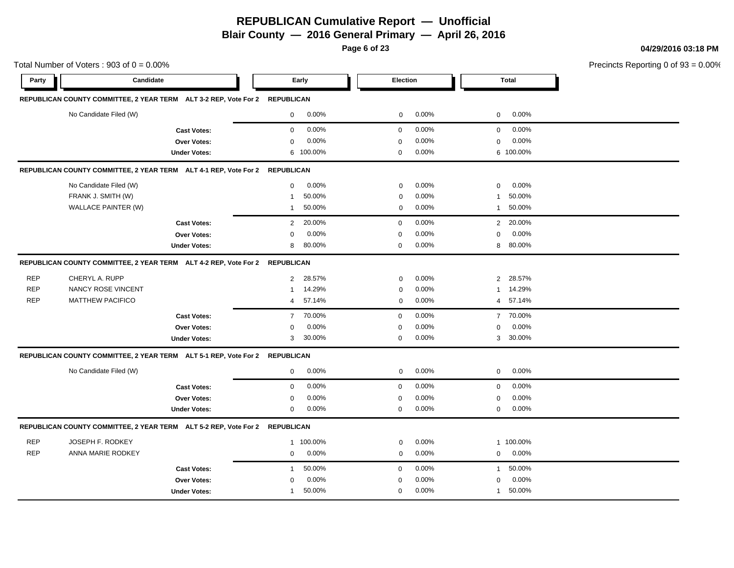# REPUBLICAN Cumulative Report — Unofficial

**Blair County — 2016 General Primary — April 26, 2016**

**04/29/2016 03:18 PM**

Total Number of Voters : 903 of 0 = 0.00%

Precincts Reporting 0 of 93 = 0.00%

| Party | Candidate | Early | | Election | | Total | |
|---|---|---|---|---|---|---|---|
| **REPUBLICAN COUNTY COMMITTEE, 2 YEAR TERM ALT 3-2 REP, Vote For 2** | | **REPUBLICAN** | | | | | |
| | No Candidate Filed (W) | 0 | 0.00% | 0 | 0.00% | 0 | 0.00% |
| | **Cast Votes:** | 0 | 0.00% | 0 | 0.00% | 0 | 0.00% |
| | **Over Votes:** | 0 | 0.00% | 0 | 0.00% | 0 | 0.00% |
| | **Under Votes:** | 6 | 100.00% | 0 | 0.00% | 6 | 100.00% |
| **REPUBLICAN COUNTY COMMITTEE, 2 YEAR TERM ALT 4-1 REP, Vote For 2** | | **REPUBLICAN** | | | | | |
| | No Candidate Filed (W) | 0 | 0.00% | 0 | 0.00% | 0 | 0.00% |
| | FRANK J. SMITH (W) | 1 | 50.00% | 0 | 0.00% | 1 | 50.00% |
| | WALLACE PAINTER (W) | 1 | 50.00% | 0 | 0.00% | 1 | 50.00% |
| | **Cast Votes:** | 2 | 20.00% | 0 | 0.00% | 2 | 20.00% |
| | **Over Votes:** | 0 | 0.00% | 0 | 0.00% | 0 | 0.00% |
| | **Under Votes:** | 8 | 80.00% | 0 | 0.00% | 8 | 80.00% |
| **REPUBLICAN COUNTY COMMITTEE, 2 YEAR TERM ALT 4-2 REP, Vote For 2** | | **REPUBLICAN** | | | | | |
| REP | CHERYL A. RUPP | 2 | 28.57% | 0 | 0.00% | 2 | 28.57% |
| REP | NANCY ROSE VINCENT | 1 | 14.29% | 0 | 0.00% | 1 | 14.29% |
| REP | MATTHEW PACIFICO | 4 | 57.14% | 0 | 0.00% | 4 | 57.14% |
| | **Cast Votes:** | 7 | 70.00% | 0 | 0.00% | 7 | 70.00% |
| | **Over Votes:** | 0 | 0.00% | 0 | 0.00% | 0 | 0.00% |
| | **Under Votes:** | 3 | 30.00% | 0 | 0.00% | 3 | 30.00% |
| **REPUBLICAN COUNTY COMMITTEE, 2 YEAR TERM ALT 5-1 REP, Vote For 2** | | **REPUBLICAN** | | | | | |
| | No Candidate Filed (W) | 0 | 0.00% | 0 | 0.00% | 0 | 0.00% |
| | **Cast Votes:** | 0 | 0.00% | 0 | 0.00% | 0 | 0.00% |
| | **Over Votes:** | 0 | 0.00% | 0 | 0.00% | 0 | 0.00% |
| | **Under Votes:** | 0 | 0.00% | 0 | 0.00% | 0 | 0.00% |
| **REPUBLICAN COUNTY COMMITTEE, 2 YEAR TERM ALT 5-2 REP, Vote For 2** | | **REPUBLICAN** | | | | | |
| REP | JOSEPH F. RODKEY | 1 | 100.00% | 0 | 0.00% | 1 | 100.00% |
| REP | ANNA MARIE RODKEY | 0 | 0.00% | 0 | 0.00% | 0 | 0.00% |
| | **Cast Votes:** | 1 | 50.00% | 0 | 0.00% | 1 | 50.00% |
| | **Over Votes:** | 0 | 0.00% | 0 | 0.00% | 0 | 0.00% |
| | **Under Votes:** | 1 | 50.00% | 0 | 0.00% | 1 | 50.00% |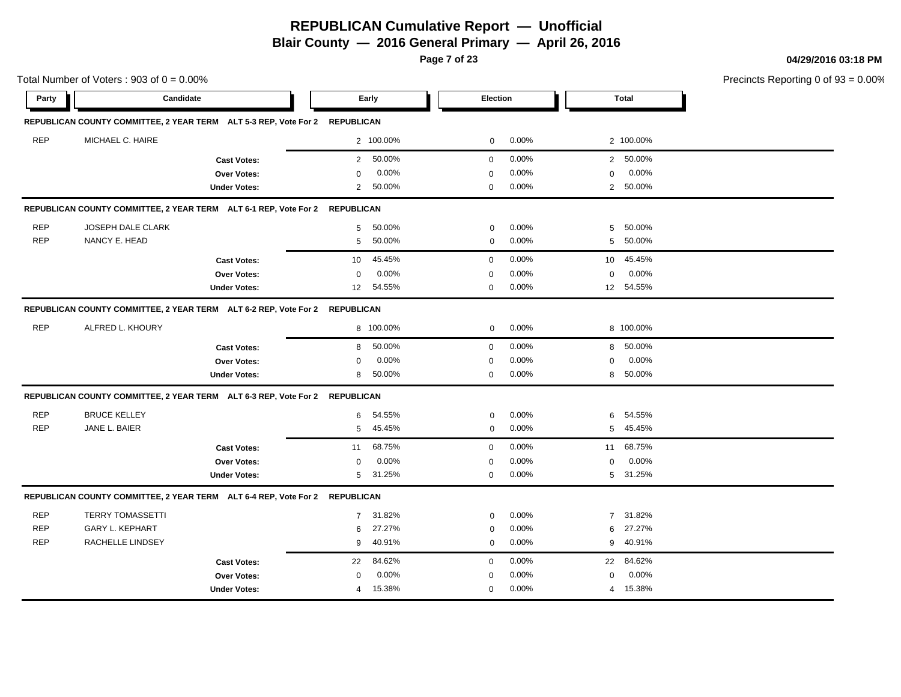# REPUBLICAN Cumulative Report — Unofficial

**Blair County — 2016 General Primary — April 26, 2016**

**04/29/2016 03:18 PM**

Total Number of Voters : 903 of 0 = 0.00%

Precincts Reporting 0 of 93 = 0.00%

| Party | Candidate | Early | | Election | | Total | |
|---|---|---|---|---|---|---|---|
| **REPUBLICAN COUNTY COMMITTEE, 2 YEAR TERM ALT 5-3 REP, Vote For 2** | | **REPUBLICAN** | | | | | |
| REP | MICHAEL C. HAIRE | 2 | 100.00% | 0 | 0.00% | 2 | 100.00% |
| | **Cast Votes:** | 2 | 50.00% | 0 | 0.00% | 2 | 50.00% |
| | **Over Votes:** | 0 | 0.00% | 0 | 0.00% | 0 | 0.00% |
| | **Under Votes:** | 2 | 50.00% | 0 | 0.00% | 2 | 50.00% |
| **REPUBLICAN COUNTY COMMITTEE, 2 YEAR TERM ALT 6-1 REP, Vote For 2** | | **REPUBLICAN** | | | | | |
| REP | JOSEPH DALE CLARK | 5 | 50.00% | 0 | 0.00% | 5 | 50.00% |
| REP | NANCY E. HEAD | 5 | 50.00% | 0 | 0.00% | 5 | 50.00% |
| | **Cast Votes:** | 10 | 45.45% | 0 | 0.00% | 10 | 45.45% |
| | **Over Votes:** | 0 | 0.00% | 0 | 0.00% | 0 | 0.00% |
| | **Under Votes:** | 12 | 54.55% | 0 | 0.00% | 12 | 54.55% |
| **REPUBLICAN COUNTY COMMITTEE, 2 YEAR TERM ALT 6-2 REP, Vote For 2** | | **REPUBLICAN** | | | | | |
| REP | ALFRED L. KHOURY | 8 | 100.00% | 0 | 0.00% | 8 | 100.00% |
| | **Cast Votes:** | 8 | 50.00% | 0 | 0.00% | 8 | 50.00% |
| | **Over Votes:** | 0 | 0.00% | 0 | 0.00% | 0 | 0.00% |
| | **Under Votes:** | 8 | 50.00% | 0 | 0.00% | 8 | 50.00% |
| **REPUBLICAN COUNTY COMMITTEE, 2 YEAR TERM ALT 6-3 REP, Vote For 2** | | **REPUBLICAN** | | | | | |
| REP | BRUCE KELLEY | 6 | 54.55% | 0 | 0.00% | 6 | 54.55% |
| REP | JANE L. BAIER | 5 | 45.45% | 0 | 0.00% | 5 | 45.45% |
| | **Cast Votes:** | 11 | 68.75% | 0 | 0.00% | 11 | 68.75% |
| | **Over Votes:** | 0 | 0.00% | 0 | 0.00% | 0 | 0.00% |
| | **Under Votes:** | 5 | 31.25% | 0 | 0.00% | 5 | 31.25% |
| **REPUBLICAN COUNTY COMMITTEE, 2 YEAR TERM ALT 6-4 REP, Vote For 2** | | **REPUBLICAN** | | | | | |
| REP | TERRY TOMASSETTI | 7 | 31.82% | 0 | 0.00% | 7 | 31.82% |
| REP | GARY L. KEPHART | 6 | 27.27% | 0 | 0.00% | 6 | 27.27% |
| REP | RACHELLE LINDSEY | 9 | 40.91% | 0 | 0.00% | 9 | 40.91% |
| | **Cast Votes:** | 22 | 84.62% | 0 | 0.00% | 22 | 84.62% |
| | **Over Votes:** | 0 | 0.00% | 0 | 0.00% | 0 | 0.00% |
| | **Under Votes:** | 4 | 15.38% | 0 | 0.00% | 4 | 15.38% |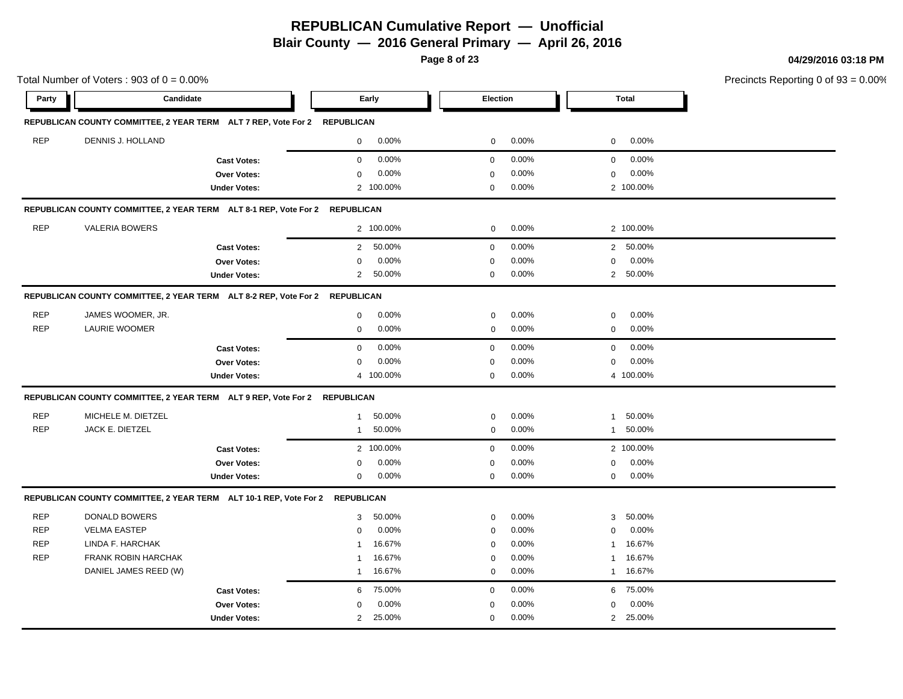# REPUBLICAN Cumulative Report — Unofficial

**Blair County — 2016 General Primary — April 26, 2016**

**04/29/2016 03:18 PM**

Total Number of Voters : 903 of 0 = 0.00%

Precincts Reporting 0 of 93 = 0.00%

| Party | Candidate | Early | | Election | | Total | |
|---|---|---|---|---|---|---|---|
| **REPUBLICAN COUNTY COMMITTEE, 2 YEAR TERM ALT 7 REP, Vote For 2** | **REPUBLICAN** | | | | | | |
| REP | DENNIS J. HOLLAND | 0 | 0.00% | 0 | 0.00% | 0 | 0.00% |
| | **Cast Votes:** | 0 | 0.00% | 0 | 0.00% | 0 | 0.00% |
| | **Over Votes:** | 0 | 0.00% | 0 | 0.00% | 0 | 0.00% |
| | **Under Votes:** | 2 | 100.00% | 0 | 0.00% | 2 | 100.00% |
| **REPUBLICAN COUNTY COMMITTEE, 2 YEAR TERM ALT 8-1 REP, Vote For 2** | **REPUBLICAN** | | | | | | |
| REP | VALERIA BOWERS | 2 | 100.00% | 0 | 0.00% | 2 | 100.00% |
| | **Cast Votes:** | 2 | 50.00% | 0 | 0.00% | 2 | 50.00% |
| | **Over Votes:** | 0 | 0.00% | 0 | 0.00% | 0 | 0.00% |
| | **Under Votes:** | 2 | 50.00% | 0 | 0.00% | 2 | 50.00% |
| **REPUBLICAN COUNTY COMMITTEE, 2 YEAR TERM ALT 8-2 REP, Vote For 2** | **REPUBLICAN** | | | | | | |
| REP | JAMES WOOMER, JR. | 0 | 0.00% | 0 | 0.00% | 0 | 0.00% |
| REP | LAURIE WOOMER | 0 | 0.00% | 0 | 0.00% | 0 | 0.00% |
| | **Cast Votes:** | 0 | 0.00% | 0 | 0.00% | 0 | 0.00% |
| | **Over Votes:** | 0 | 0.00% | 0 | 0.00% | 0 | 0.00% |
| | **Under Votes:** | 4 | 100.00% | 0 | 0.00% | 4 | 100.00% |
| **REPUBLICAN COUNTY COMMITTEE, 2 YEAR TERM ALT 9 REP, Vote For 2** | **REPUBLICAN** | | | | | | |
| REP | MICHELE M. DIETZEL | 1 | 50.00% | 0 | 0.00% | 1 | 50.00% |
| REP | JACK E. DIETZEL | 1 | 50.00% | 0 | 0.00% | 1 | 50.00% |
| | **Cast Votes:** | 2 | 100.00% | 0 | 0.00% | 2 | 100.00% |
| | **Over Votes:** | 0 | 0.00% | 0 | 0.00% | 0 | 0.00% |
| | **Under Votes:** | 0 | 0.00% | 0 | 0.00% | 0 | 0.00% |
| **REPUBLICAN COUNTY COMMITTEE, 2 YEAR TERM ALT 10-1 REP, Vote For 2** | **REPUBLICAN** | | | | | | |
| REP | DONALD BOWERS | 3 | 50.00% | 0 | 0.00% | 3 | 50.00% |
| REP | VELMA EASTEP | 0 | 0.00% | 0 | 0.00% | 0 | 0.00% |
| REP | LINDA F. HARCHAK | 1 | 16.67% | 0 | 0.00% | 1 | 16.67% |
| REP | FRANK ROBIN HARCHAK | 1 | 16.67% | 0 | 0.00% | 1 | 16.67% |
| | DANIEL JAMES REED (W) | 1 | 16.67% | 0 | 0.00% | 1 | 16.67% |
| | **Cast Votes:** | 6 | 75.00% | 0 | 0.00% | 6 | 75.00% |
| | **Over Votes:** | 0 | 0.00% | 0 | 0.00% | 0 | 0.00% |
| | **Under Votes:** | 2 | 25.00% | 0 | 0.00% | 2 | 25.00% |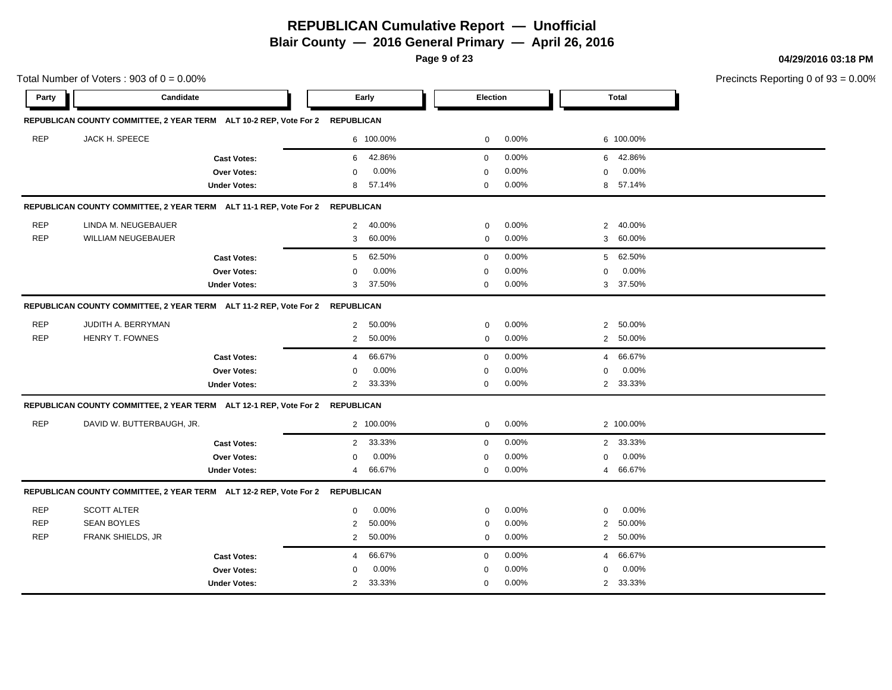# REPUBLICAN Cumulative Report — Unofficial

**Blair County — 2016 General Primary — April 26, 2016**

**04/29/2016 03:18 PM**

Total Number of Voters : 903 of 0 = 0.00%

Precincts Reporting 0 of 93 = 0.00%

| Party | Candidate | Early | | Election | | Total | |
|---|---|---|---|---|---|---|---|
| **REPUBLICAN COUNTY COMMITTEE, 2 YEAR TERM ALT 10-2 REP, Vote For 2** | | **REPUBLICAN** | | | | | |
| REP | JACK H. SPEECE | 6 | 100.00% | 0 | 0.00% | 6 | 100.00% |
| | **Cast Votes:** | 6 | 42.86% | 0 | 0.00% | 6 | 42.86% |
| | **Over Votes:** | 0 | 0.00% | 0 | 0.00% | 0 | 0.00% |
| | **Under Votes:** | 8 | 57.14% | 0 | 0.00% | 8 | 57.14% |
| **REPUBLICAN COUNTY COMMITTEE, 2 YEAR TERM ALT 11-1 REP, Vote For 2** | | **REPUBLICAN** | | | | | |
| REP | LINDA M. NEUGEBAUER | 2 | 40.00% | 0 | 0.00% | 2 | 40.00% |
| REP | WILLIAM NEUGEBAUER | 3 | 60.00% | 0 | 0.00% | 3 | 60.00% |
| | **Cast Votes:** | 5 | 62.50% | 0 | 0.00% | 5 | 62.50% |
| | **Over Votes:** | 0 | 0.00% | 0 | 0.00% | 0 | 0.00% |
| | **Under Votes:** | 3 | 37.50% | 0 | 0.00% | 3 | 37.50% |
| **REPUBLICAN COUNTY COMMITTEE, 2 YEAR TERM ALT 11-2 REP, Vote For 2** | | **REPUBLICAN** | | | | | |
| REP | JUDITH A. BERRYMAN | 2 | 50.00% | 0 | 0.00% | 2 | 50.00% |
| REP | HENRY T. FOWNES | 2 | 50.00% | 0 | 0.00% | 2 | 50.00% |
| | **Cast Votes:** | 4 | 66.67% | 0 | 0.00% | 4 | 66.67% |
| | **Over Votes:** | 0 | 0.00% | 0 | 0.00% | 0 | 0.00% |
| | **Under Votes:** | 2 | 33.33% | 0 | 0.00% | 2 | 33.33% |
| **REPUBLICAN COUNTY COMMITTEE, 2 YEAR TERM ALT 12-1 REP, Vote For 2** | | **REPUBLICAN** | | | | | |
| REP | DAVID W. BUTTERBAUGH, JR. | 2 | 100.00% | 0 | 0.00% | 2 | 100.00% |
| | **Cast Votes:** | 2 | 33.33% | 0 | 0.00% | 2 | 33.33% |
| | **Over Votes:** | 0 | 0.00% | 0 | 0.00% | 0 | 0.00% |
| | **Under Votes:** | 4 | 66.67% | 0 | 0.00% | 4 | 66.67% |
| **REPUBLICAN COUNTY COMMITTEE, 2 YEAR TERM ALT 12-2 REP, Vote For 2** | | **REPUBLICAN** | | | | | |
| REP | SCOTT ALTER | 0 | 0.00% | 0 | 0.00% | 0 | 0.00% |
| REP | SEAN BOYLES | 2 | 50.00% | 0 | 0.00% | 2 | 50.00% |
| REP | FRANK SHIELDS, JR | 2 | 50.00% | 0 | 0.00% | 2 | 50.00% |
| | **Cast Votes:** | 4 | 66.67% | 0 | 0.00% | 4 | 66.67% |
| | **Over Votes:** | 0 | 0.00% | 0 | 0.00% | 0 | 0.00% |
| | **Under Votes:** | 2 | 33.33% | 0 | 0.00% | 2 | 33.33% |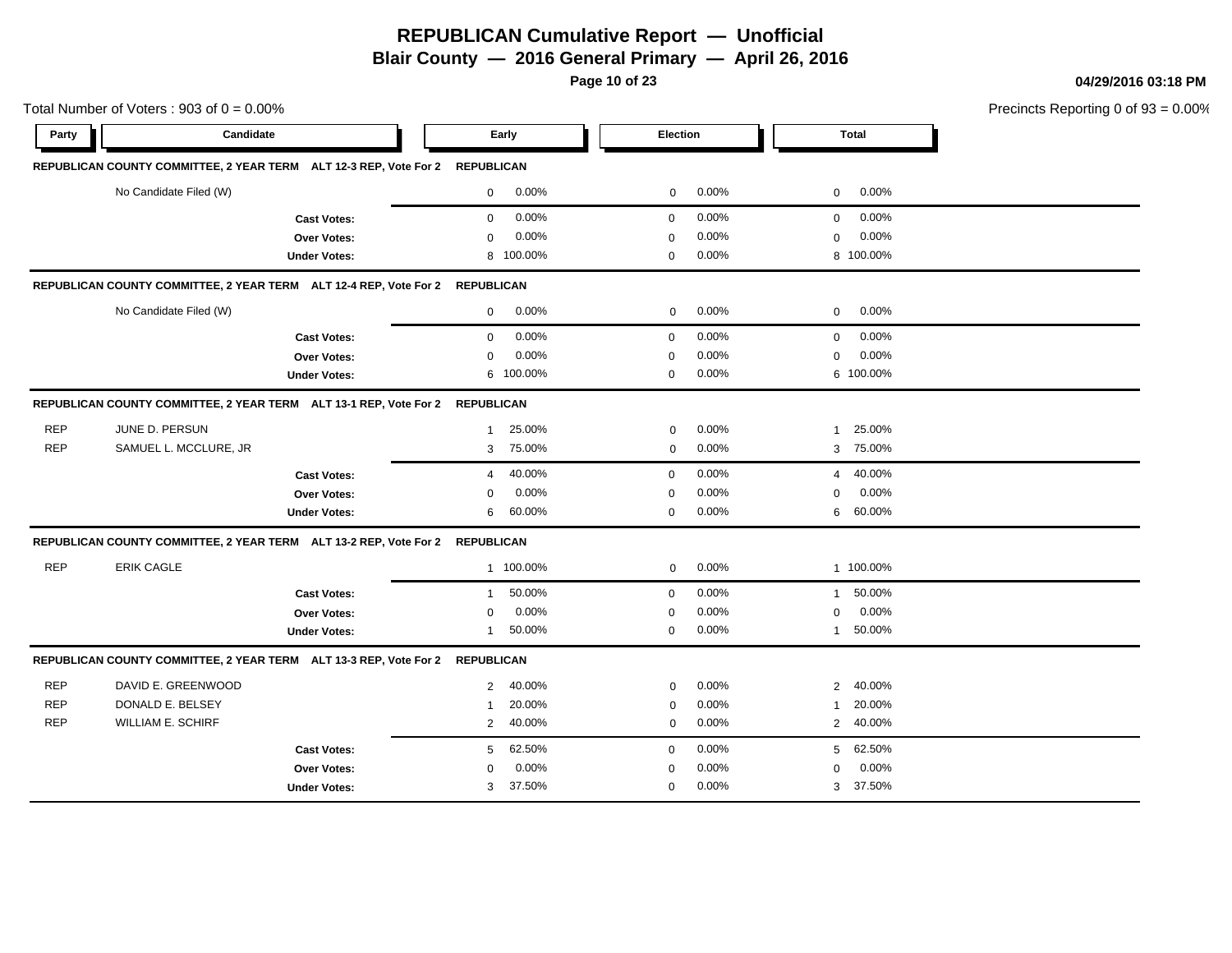# REPUBLICAN Cumulative Report — Unofficial

**Blair County — 2016 General Primary — April 26, 2016**

**04/29/2016 03:18 PM**

Total Number of Voters : 903 of 0 = 0.00%

Precincts Reporting 0 of 93 = 0.00%

| Party | Candidate | Early | | Election | | Total | |
|---|---|---|---|---|---|---|---|
| **REPUBLICAN COUNTY COMMITTEE, 2 YEAR TERM ALT 12-3 REP, Vote For 2** | | **REPUBLICAN** | | | | | |
| | No Candidate Filed (W) | 0 | 0.00% | 0 | 0.00% | 0 | 0.00% |
| | **Cast Votes:** | 0 | 0.00% | 0 | 0.00% | 0 | 0.00% |
| | **Over Votes:** | 0 | 0.00% | 0 | 0.00% | 0 | 0.00% |
| | **Under Votes:** | 8 | 100.00% | 0 | 0.00% | 8 | 100.00% |
| **REPUBLICAN COUNTY COMMITTEE, 2 YEAR TERM ALT 12-4 REP, Vote For 2** | | **REPUBLICAN** | | | | | |
| | No Candidate Filed (W) | 0 | 0.00% | 0 | 0.00% | 0 | 0.00% |
| | **Cast Votes:** | 0 | 0.00% | 0 | 0.00% | 0 | 0.00% |
| | **Over Votes:** | 0 | 0.00% | 0 | 0.00% | 0 | 0.00% |
| | **Under Votes:** | 6 | 100.00% | 0 | 0.00% | 6 | 100.00% |
| **REPUBLICAN COUNTY COMMITTEE, 2 YEAR TERM ALT 13-1 REP, Vote For 2** | | **REPUBLICAN** | | | | | |
| REP | JUNE D. PERSUN | 1 | 25.00% | 0 | 0.00% | 1 | 25.00% |
| REP | SAMUEL L. MCCLURE, JR | 3 | 75.00% | 0 | 0.00% | 3 | 75.00% |
| | **Cast Votes:** | 4 | 40.00% | 0 | 0.00% | 4 | 40.00% |
| | **Over Votes:** | 0 | 0.00% | 0 | 0.00% | 0 | 0.00% |
| | **Under Votes:** | 6 | 60.00% | 0 | 0.00% | 6 | 60.00% |
| **REPUBLICAN COUNTY COMMITTEE, 2 YEAR TERM ALT 13-2 REP, Vote For 2** | | **REPUBLICAN** | | | | | |
| REP | ERIK CAGLE | 1 | 100.00% | 0 | 0.00% | 1 | 100.00% |
| | **Cast Votes:** | 1 | 50.00% | 0 | 0.00% | 1 | 50.00% |
| | **Over Votes:** | 0 | 0.00% | 0 | 0.00% | 0 | 0.00% |
| | **Under Votes:** | 1 | 50.00% | 0 | 0.00% | 1 | 50.00% |
| **REPUBLICAN COUNTY COMMITTEE, 2 YEAR TERM ALT 13-3 REP, Vote For 2** | | **REPUBLICAN** | | | | | |
| REP | DAVID E. GREENWOOD | 2 | 40.00% | 0 | 0.00% | 2 | 40.00% |
| REP | DONALD E. BELSEY | 1 | 20.00% | 0 | 0.00% | 1 | 20.00% |
| REP | WILLIAM E. SCHIRF | 2 | 40.00% | 0 | 0.00% | 2 | 40.00% |
| | **Cast Votes:** | 5 | 62.50% | 0 | 0.00% | 5 | 62.50% |
| | **Over Votes:** | 0 | 0.00% | 0 | 0.00% | 0 | 0.00% |
| | **Under Votes:** | 3 | 37.50% | 0 | 0.00% | 3 | 37.50% |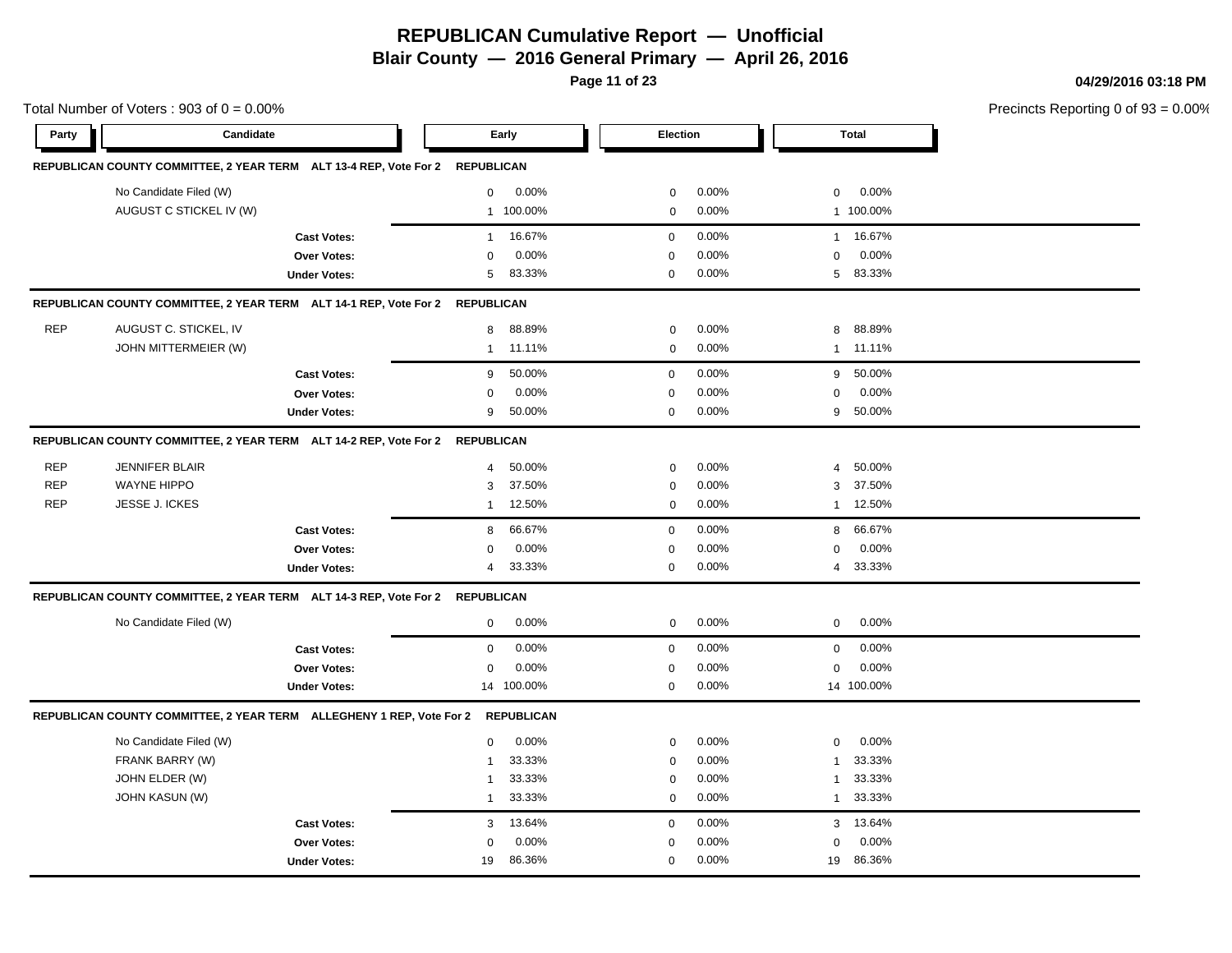# REPUBLICAN Cumulative Report — Unofficial

## Blair County — 2016 General Primary — April 26, 2016

04/29/2016 03:18 PM

Total Number of Voters : 903 of 0 = 0.00%

Precincts Reporting 0 of 93 = 0.00%

| Party | Candidate | Early | | Election | | Total | |
|---|---|---|---|---|---|---|---|
| **REPUBLICAN COUNTY COMMITTEE, 2 YEAR TERM ALT 13-4 REP, Vote For 2** | **REPUBLICAN** | | | | | | |
| | No Candidate Filed (W) | 0 | 0.00% | 0 | 0.00% | 0 | 0.00% |
| | AUGUST C STICKEL IV (W) | 1 | 100.00% | 0 | 0.00% | 1 | 100.00% |
| | **Cast Votes:** | 1 | 16.67% | 0 | 0.00% | 1 | 16.67% |
| | **Over Votes:** | 0 | 0.00% | 0 | 0.00% | 0 | 0.00% |
| | **Under Votes:** | 5 | 83.33% | 0 | 0.00% | 5 | 83.33% |
| **REPUBLICAN COUNTY COMMITTEE, 2 YEAR TERM ALT 14-1 REP, Vote For 2** | **REPUBLICAN** | | | | | | |
| REP | AUGUST C. STICKEL, IV | 8 | 88.89% | 0 | 0.00% | 8 | 88.89% |
| | JOHN MITTERMEIER (W) | 1 | 11.11% | 0 | 0.00% | 1 | 11.11% |
| | **Cast Votes:** | 9 | 50.00% | 0 | 0.00% | 9 | 50.00% |
| | **Over Votes:** | 0 | 0.00% | 0 | 0.00% | 0 | 0.00% |
| | **Under Votes:** | 9 | 50.00% | 0 | 0.00% | 9 | 50.00% |
| **REPUBLICAN COUNTY COMMITTEE, 2 YEAR TERM ALT 14-2 REP, Vote For 2** | **REPUBLICAN** | | | | | | |
| REP | JENNIFER BLAIR | 4 | 50.00% | 0 | 0.00% | 4 | 50.00% |
| REP | WAYNE HIPPO | 3 | 37.50% | 0 | 0.00% | 3 | 37.50% |
| REP | JESSE J. ICKES | 1 | 12.50% | 0 | 0.00% | 1 | 12.50% |
| | **Cast Votes:** | 8 | 66.67% | 0 | 0.00% | 8 | 66.67% |
| | **Over Votes:** | 0 | 0.00% | 0 | 0.00% | 0 | 0.00% |
| | **Under Votes:** | 4 | 33.33% | 0 | 0.00% | 4 | 33.33% |
| **REPUBLICAN COUNTY COMMITTEE, 2 YEAR TERM ALT 14-3 REP, Vote For 2** | **REPUBLICAN** | | | | | | |
| | No Candidate Filed (W) | 0 | 0.00% | 0 | 0.00% | 0 | 0.00% |
| | **Cast Votes:** | 0 | 0.00% | 0 | 0.00% | 0 | 0.00% |
| | **Over Votes:** | 0 | 0.00% | 0 | 0.00% | 0 | 0.00% |
| | **Under Votes:** | 14 | 100.00% | 0 | 0.00% | 14 | 100.00% |
| **REPUBLICAN COUNTY COMMITTEE, 2 YEAR TERM ALLEGHENY 1 REP, Vote For 2** | **REPUBLICAN** | | | | | | |
| | No Candidate Filed (W) | 0 | 0.00% | 0 | 0.00% | 0 | 0.00% |
| | FRANK BARRY (W) | 1 | 33.33% | 0 | 0.00% | 1 | 33.33% |
| | JOHN ELDER (W) | 1 | 33.33% | 0 | 0.00% | 1 | 33.33% |
| | JOHN KASUN (W) | 1 | 33.33% | 0 | 0.00% | 1 | 33.33% |
| | **Cast Votes:** | 3 | 13.64% | 0 | 0.00% | 3 | 13.64% |
| | **Over Votes:** | 0 | 0.00% | 0 | 0.00% | 0 | 0.00% |
| | **Under Votes:** | 19 | 86.36% | 0 | 0.00% | 19 | 86.36% |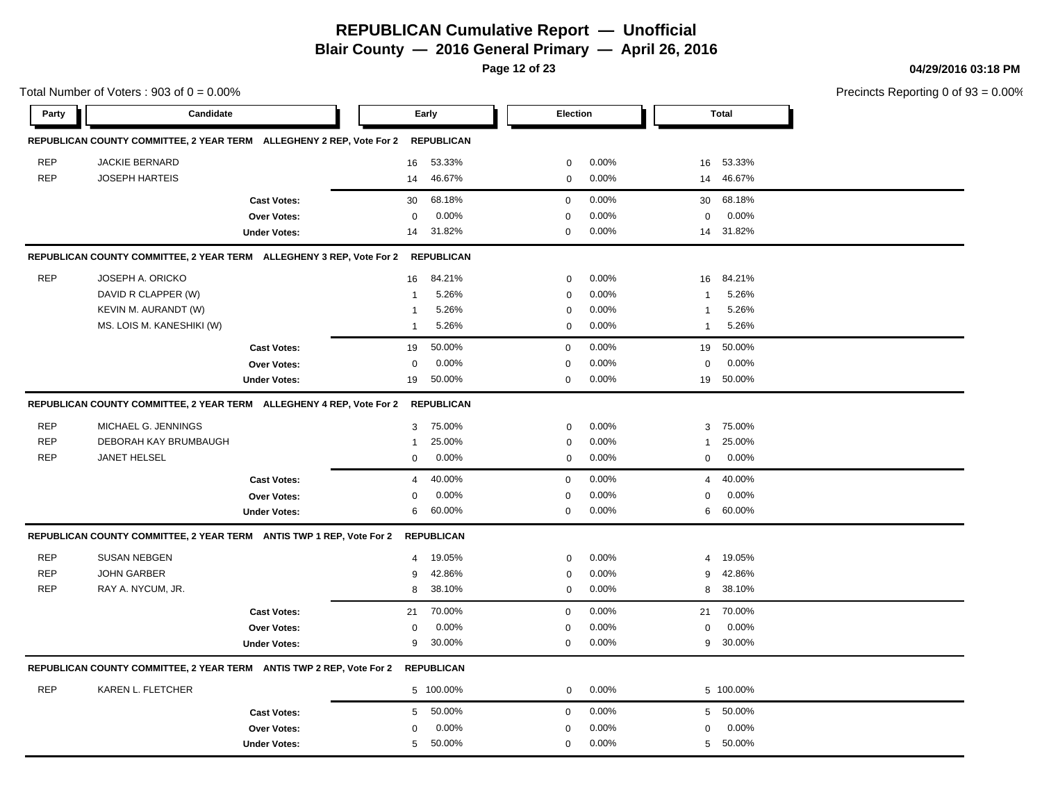# REPUBLICAN Cumulative Report — Unofficial

## Blair County — 2016 General Primary — April 26, 2016

Total Number of Voters : 903 of 0 = 0.00%

Precincts Reporting 0 of 93 = 0.00%

| Party | Candidate | Early | | Election | | Total | |
|---|---|---|---|---|---|---|---|
| **REPUBLICAN COUNTY COMMITTEE, 2 YEAR TERM ALLEGHENY 2 REP, Vote For 2** | | **REPUBLICAN** | | | | | |
| REP | JACKIE BERNARD | 16 | 53.33% | 0 | 0.00% | 16 | 53.33% |
| REP | JOSEPH HARTEIS | 14 | 46.67% | 0 | 0.00% | 14 | 46.67% |
| | **Cast Votes:** | 30 | 68.18% | 0 | 0.00% | 30 | 68.18% |
| | **Over Votes:** | 0 | 0.00% | 0 | 0.00% | 0 | 0.00% |
| | **Under Votes:** | 14 | 31.82% | 0 | 0.00% | 14 | 31.82% |
| **REPUBLICAN COUNTY COMMITTEE, 2 YEAR TERM ALLEGHENY 3 REP, Vote For 2** | | **REPUBLICAN** | | | | | |
| REP | JOSEPH A. ORICKO | 16 | 84.21% | 0 | 0.00% | 16 | 84.21% |
| | DAVID R CLAPPER (W) | 1 | 5.26% | 0 | 0.00% | 1 | 5.26% |
| | KEVIN M. AURANDT (W) | 1 | 5.26% | 0 | 0.00% | 1 | 5.26% |
| | MS. LOIS M. KANESHIKI (W) | 1 | 5.26% | 0 | 0.00% | 1 | 5.26% |
| | **Cast Votes:** | 19 | 50.00% | 0 | 0.00% | 19 | 50.00% |
| | **Over Votes:** | 0 | 0.00% | 0 | 0.00% | 0 | 0.00% |
| | **Under Votes:** | 19 | 50.00% | 0 | 0.00% | 19 | 50.00% |
| **REPUBLICAN COUNTY COMMITTEE, 2 YEAR TERM ALLEGHENY 4 REP, Vote For 2** | | **REPUBLICAN** | | | | | |
| REP | MICHAEL G. JENNINGS | 3 | 75.00% | 0 | 0.00% | 3 | 75.00% |
| REP | DEBORAH KAY BRUMBAUGH | 1 | 25.00% | 0 | 0.00% | 1 | 25.00% |
| REP | JANET HELSEL | 0 | 0.00% | 0 | 0.00% | 0 | 0.00% |
| | **Cast Votes:** | 4 | 40.00% | 0 | 0.00% | 4 | 40.00% |
| | **Over Votes:** | 0 | 0.00% | 0 | 0.00% | 0 | 0.00% |
| | **Under Votes:** | 6 | 60.00% | 0 | 0.00% | 6 | 60.00% |
| **REPUBLICAN COUNTY COMMITTEE, 2 YEAR TERM ANTIS TWP 1 REP, Vote For 2** | | **REPUBLICAN** | | | | | |
| REP | SUSAN NEBGEN | 4 | 19.05% | 0 | 0.00% | 4 | 19.05% |
| REP | JOHN GARBER | 9 | 42.86% | 0 | 0.00% | 9 | 42.86% |
| REP | RAY A. NYCUM, JR. | 8 | 38.10% | 0 | 0.00% | 8 | 38.10% |
| | **Cast Votes:** | 21 | 70.00% | 0 | 0.00% | 21 | 70.00% |
| | **Over Votes:** | 0 | 0.00% | 0 | 0.00% | 0 | 0.00% |
| | **Under Votes:** | 9 | 30.00% | 0 | 0.00% | 9 | 30.00% |
| **REPUBLICAN COUNTY COMMITTEE, 2 YEAR TERM ANTIS TWP 2 REP, Vote For 2** | | **REPUBLICAN** | | | | | |
| REP | KAREN L. FLETCHER | 5 | 100.00% | 0 | 0.00% | 5 | 100.00% |
| | **Cast Votes:** | 5 | 50.00% | 0 | 0.00% | 5 | 50.00% |
| | **Over Votes:** | 0 | 0.00% | 0 | 0.00% | 0 | 0.00% |
| | **Under Votes:** | 5 | 50.00% | 0 | 0.00% | 5 | 50.00% |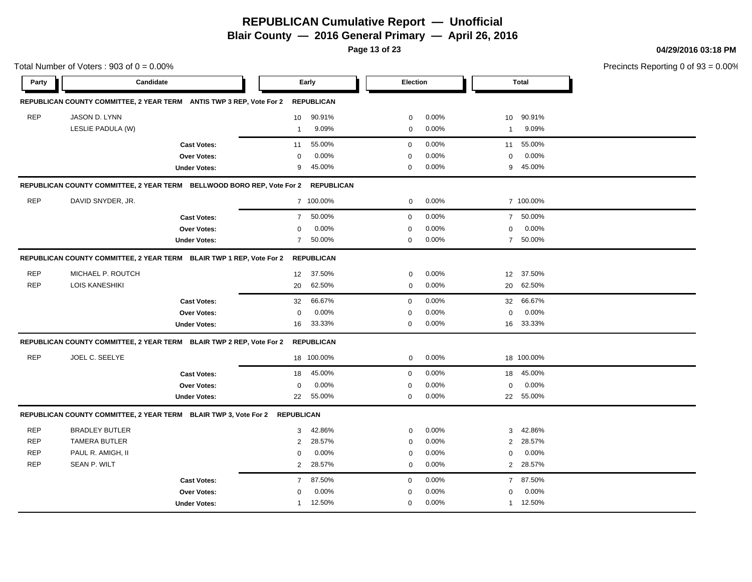# REPUBLICAN Cumulative Report — Unofficial

## Blair County — 2016 General Primary — April 26, 2016

04/29/2016 03:18 PM

Total Number of Voters : 903 of 0 = 0.00%

Precincts Reporting 0 of 93 = 0.00%

| Party | Candidate | Early | | Election | | Total | |
|---|---|---|---|---|---|---|---|
| **REPUBLICAN COUNTY COMMITTEE, 2 YEAR TERM ANTIS TWP 3 REP, Vote For 2 REPUBLICAN** | | | | | | | |
| REP | JASON D. LYNN | 10 | 90.91% | 0 | 0.00% | 10 | 90.91% |
| | LESLIE PADULA (W) | 1 | 9.09% | 0 | 0.00% | 1 | 9.09% |
| | **Cast Votes:** | 11 | 55.00% | 0 | 0.00% | 11 | 55.00% |
| | **Over Votes:** | 0 | 0.00% | 0 | 0.00% | 0 | 0.00% |
| | **Under Votes:** | 9 | 45.00% | 0 | 0.00% | 9 | 45.00% |
| **REPUBLICAN COUNTY COMMITTEE, 2 YEAR TERM BELLWOOD BORO REP, Vote For 2 REPUBLICAN** | | | | | | | |
| REP | DAVID SNYDER, JR. | 7 | 100.00% | 0 | 0.00% | 7 | 100.00% |
| | **Cast Votes:** | 7 | 50.00% | 0 | 0.00% | 7 | 50.00% |
| | **Over Votes:** | 0 | 0.00% | 0 | 0.00% | 0 | 0.00% |
| | **Under Votes:** | 7 | 50.00% | 0 | 0.00% | 7 | 50.00% |
| **REPUBLICAN COUNTY COMMITTEE, 2 YEAR TERM BLAIR TWP 1 REP, Vote For 2 REPUBLICAN** | | | | | | | |
| REP | MICHAEL P. ROUTCH | 12 | 37.50% | 0 | 0.00% | 12 | 37.50% |
| REP | LOIS KANESHIKI | 20 | 62.50% | 0 | 0.00% | 20 | 62.50% |
| | **Cast Votes:** | 32 | 66.67% | 0 | 0.00% | 32 | 66.67% |
| | **Over Votes:** | 0 | 0.00% | 0 | 0.00% | 0 | 0.00% |
| | **Under Votes:** | 16 | 33.33% | 0 | 0.00% | 16 | 33.33% |
| **REPUBLICAN COUNTY COMMITTEE, 2 YEAR TERM BLAIR TWP 2 REP, Vote For 2 REPUBLICAN** | | | | | | | |
| REP | JOEL C. SEELYE | 18 | 100.00% | 0 | 0.00% | 18 | 100.00% |
| | **Cast Votes:** | 18 | 45.00% | 0 | 0.00% | 18 | 45.00% |
| | **Over Votes:** | 0 | 0.00% | 0 | 0.00% | 0 | 0.00% |
| | **Under Votes:** | 22 | 55.00% | 0 | 0.00% | 22 | 55.00% |
| **REPUBLICAN COUNTY COMMITTEE, 2 YEAR TERM BLAIR TWP 3, Vote For 2 REPUBLICAN** | | | | | | | |
| REP | BRADLEY BUTLER | 3 | 42.86% | 0 | 0.00% | 3 | 42.86% |
| REP | TAMERA BUTLER | 2 | 28.57% | 0 | 0.00% | 2 | 28.57% |
| REP | PAUL R. AMIGH, II | 0 | 0.00% | 0 | 0.00% | 0 | 0.00% |
| REP | SEAN P. WILT | 2 | 28.57% | 0 | 0.00% | 2 | 28.57% |
| | **Cast Votes:** | 7 | 87.50% | 0 | 0.00% | 7 | 87.50% |
| | **Over Votes:** | 0 | 0.00% | 0 | 0.00% | 0 | 0.00% |
| | **Under Votes:** | 1 | 12.50% | 0 | 0.00% | 1 | 12.50% |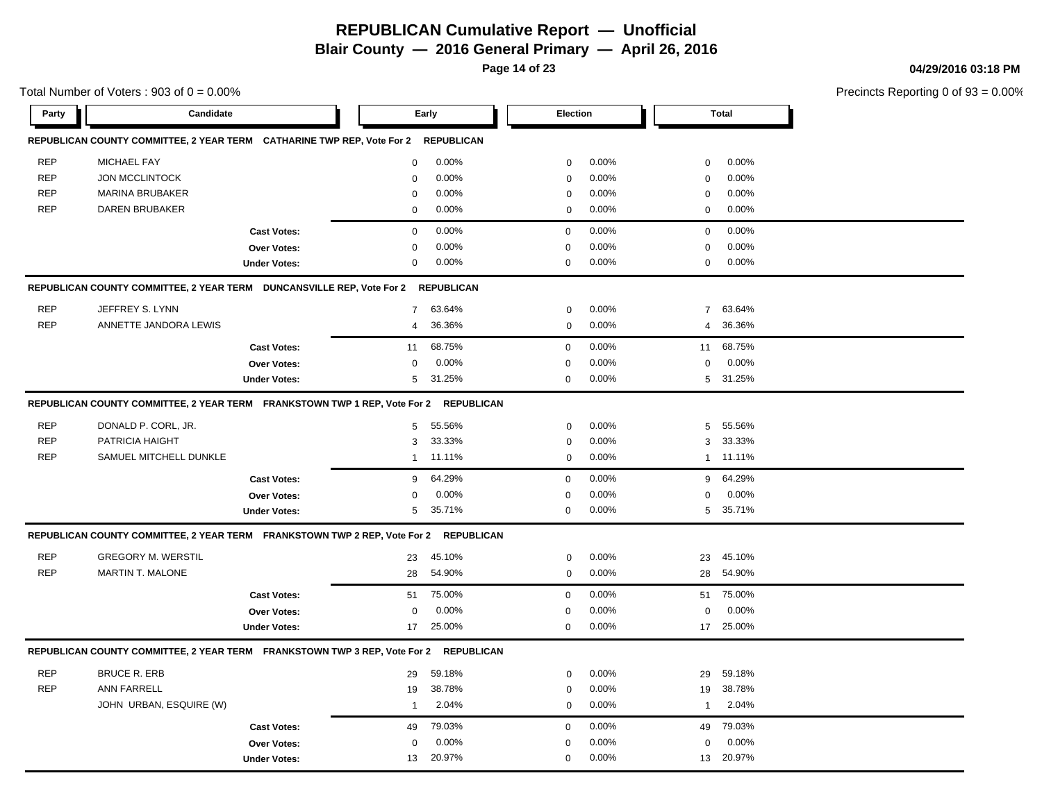# REPUBLICAN Cumulative Report — Unofficial

## Blair County — 2016 General Primary — April 26, 2016

04/29/2016 03:18 PM

Total Number of Voters : 903 of 0 = 0.00%

Precincts Reporting 0 of 93 = 0.00%

### REPUBLICAN COUNTY COMMITTEE, 2 YEAR TERM CATHARINE TWP REP, Vote For 2 REPUBLICAN

| Party | Candidate | Early | | Election | | Total | |
|---|---|---|---|---|---|---|---|
| REP | MICHAEL FAY | 0 | 0.00% | 0 | 0.00% | 0 | 0.00% |
| REP | JON MCCLINTOCK | 0 | 0.00% | 0 | 0.00% | 0 | 0.00% |
| REP | MARINA BRUBAKER | 0 | 0.00% | 0 | 0.00% | 0 | 0.00% |
| REP | DAREN BRUBAKER | 0 | 0.00% | 0 | 0.00% | 0 | 0.00% |
| | **Cast Votes:** | 0 | 0.00% | 0 | 0.00% | 0 | 0.00% |
| | **Over Votes:** | 0 | 0.00% | 0 | 0.00% | 0 | 0.00% |
| | **Under Votes:** | 0 | 0.00% | 0 | 0.00% | 0 | 0.00% |

### REPUBLICAN COUNTY COMMITTEE, 2 YEAR TERM DUNCANSVILLE REP, Vote For 2 REPUBLICAN

| Party | Candidate | Early | | Election | | Total | |
|---|---|---|---|---|---|---|---|
| REP | JEFFREY S. LYNN | 7 | 63.64% | 0 | 0.00% | 7 | 63.64% |
| REP | ANNETTE JANDORA LEWIS | 4 | 36.36% | 0 | 0.00% | 4 | 36.36% |
| | **Cast Votes:** | 11 | 68.75% | 0 | 0.00% | 11 | 68.75% |
| | **Over Votes:** | 0 | 0.00% | 0 | 0.00% | 0 | 0.00% |
| | **Under Votes:** | 5 | 31.25% | 0 | 0.00% | 5 | 31.25% |

### REPUBLICAN COUNTY COMMITTEE, 2 YEAR TERM FRANKSTOWN TWP 1 REP, Vote For 2 REPUBLICAN

| Party | Candidate | Early | | Election | | Total | |
|---|---|---|---|---|---|---|---|
| REP | DONALD P. CORL, JR. | 5 | 55.56% | 0 | 0.00% | 5 | 55.56% |
| REP | PATRICIA HAIGHT | 3 | 33.33% | 0 | 0.00% | 3 | 33.33% |
| REP | SAMUEL MITCHELL DUNKLE | 1 | 11.11% | 0 | 0.00% | 1 | 11.11% |
| | **Cast Votes:** | 9 | 64.29% | 0 | 0.00% | 9 | 64.29% |
| | **Over Votes:** | 0 | 0.00% | 0 | 0.00% | 0 | 0.00% |
| | **Under Votes:** | 5 | 35.71% | 0 | 0.00% | 5 | 35.71% |

### REPUBLICAN COUNTY COMMITTEE, 2 YEAR TERM FRANKSTOWN TWP 2 REP, Vote For 2 REPUBLICAN

| Party | Candidate | Early | | Election | | Total | |
|---|---|---|---|---|---|---|---|
| REP | GREGORY M. WERSTIL | 23 | 45.10% | 0 | 0.00% | 23 | 45.10% |
| REP | MARTIN T. MALONE | 28 | 54.90% | 0 | 0.00% | 28 | 54.90% |
| | **Cast Votes:** | 51 | 75.00% | 0 | 0.00% | 51 | 75.00% |
| | **Over Votes:** | 0 | 0.00% | 0 | 0.00% | 0 | 0.00% |
| | **Under Votes:** | 17 | 25.00% | 0 | 0.00% | 17 | 25.00% |

### REPUBLICAN COUNTY COMMITTEE, 2 YEAR TERM FRANKSTOWN TWP 3 REP, Vote For 2 REPUBLICAN

| Party | Candidate | Early | | Election | | Total | |
|---|---|---|---|---|---|---|---|
| REP | BRUCE R. ERB | 29 | 59.18% | 0 | 0.00% | 29 | 59.18% |
| REP | ANN FARRELL | 19 | 38.78% | 0 | 0.00% | 19 | 38.78% |
| | JOHN URBAN, ESQUIRE (W) | 1 | 2.04% | 0 | 0.00% | 1 | 2.04% |
| | **Cast Votes:** | 49 | 79.03% | 0 | 0.00% | 49 | 79.03% |
| | **Over Votes:** | 0 | 0.00% | 0 | 0.00% | 0 | 0.00% |
| | **Under Votes:** | 13 | 20.97% | 0 | 0.00% | 13 | 20.97% |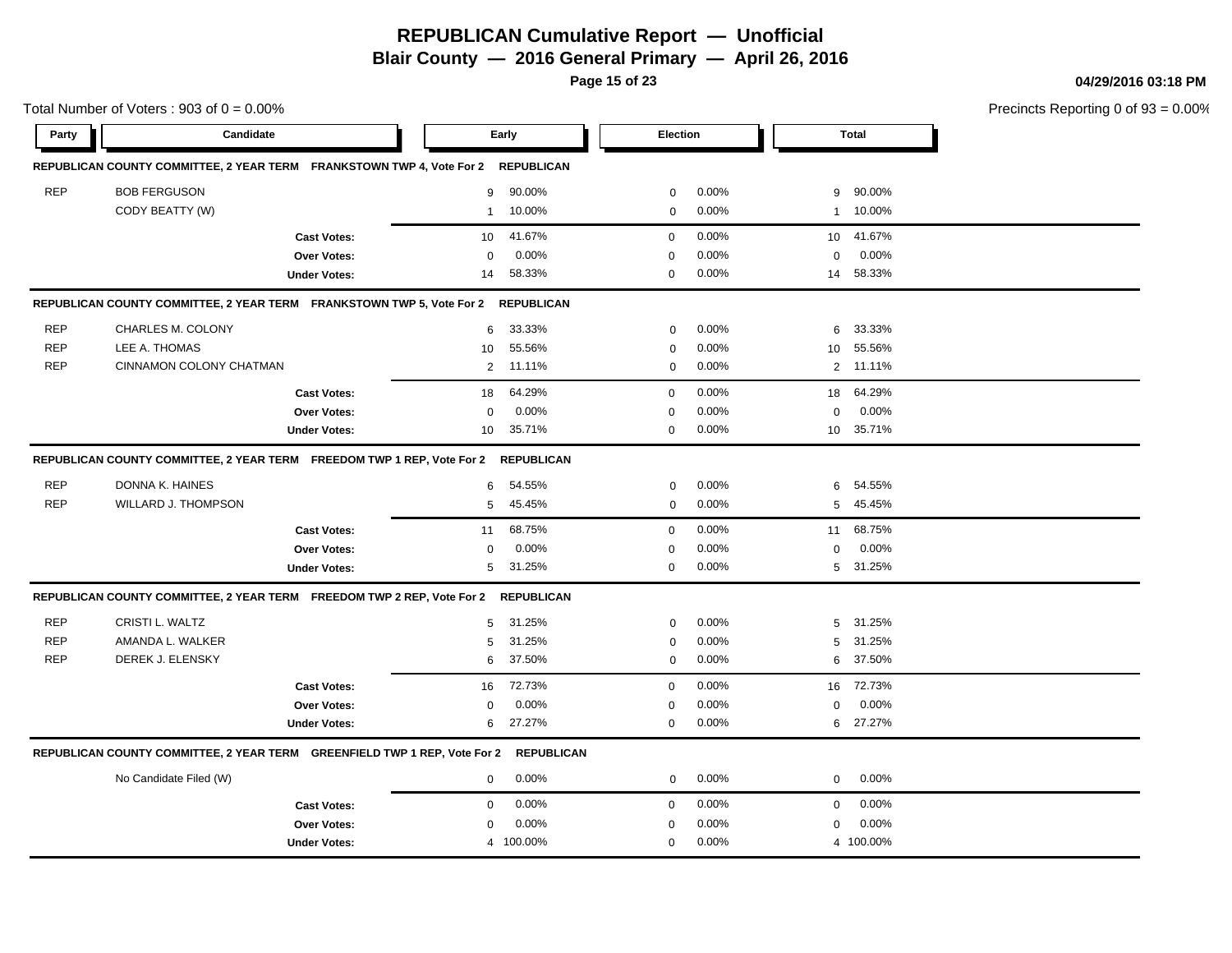# REPUBLICAN Cumulative Report — Unofficial

**Blair County — 2016 General Primary — April 26, 2016**

04/29/2016 03:18 PM

Total Number of Voters : 903 of 0 = 0.00%

Precincts Reporting 0 of 93 = 0.00%

| Party | Candidate | Early | | Election | | Total | |
|---|---|---|---|---|---|---|---|
| **REPUBLICAN COUNTY COMMITTEE, 2 YEAR TERM FRANKSTOWN TWP 4, Vote For 2 REPUBLICAN** | | | | | | | |
| REP | BOB FERGUSON | 9 | 90.00% | 0 | 0.00% | 9 | 90.00% |
| | CODY BEATTY (W) | 1 | 10.00% | 0 | 0.00% | 1 | 10.00% |
| | **Cast Votes:** | 10 | 41.67% | 0 | 0.00% | 10 | 41.67% |
| | **Over Votes:** | 0 | 0.00% | 0 | 0.00% | 0 | 0.00% |
| | **Under Votes:** | 14 | 58.33% | 0 | 0.00% | 14 | 58.33% |
| **REPUBLICAN COUNTY COMMITTEE, 2 YEAR TERM FRANKSTOWN TWP 5, Vote For 2 REPUBLICAN** | | | | | | | |
| REP | CHARLES M. COLONY | 6 | 33.33% | 0 | 0.00% | 6 | 33.33% |
| REP | LEE A. THOMAS | 10 | 55.56% | 0 | 0.00% | 10 | 55.56% |
| REP | CINNAMON COLONY CHATMAN | 2 | 11.11% | 0 | 0.00% | 2 | 11.11% |
| | **Cast Votes:** | 18 | 64.29% | 0 | 0.00% | 18 | 64.29% |
| | **Over Votes:** | 0 | 0.00% | 0 | 0.00% | 0 | 0.00% |
| | **Under Votes:** | 10 | 35.71% | 0 | 0.00% | 10 | 35.71% |
| **REPUBLICAN COUNTY COMMITTEE, 2 YEAR TERM FREEDOM TWP 1 REP, Vote For 2 REPUBLICAN** | | | | | | | |
| REP | DONNA K. HAINES | 6 | 54.55% | 0 | 0.00% | 6 | 54.55% |
| REP | WILLARD J. THOMPSON | 5 | 45.45% | 0 | 0.00% | 5 | 45.45% |
| | **Cast Votes:** | 11 | 68.75% | 0 | 0.00% | 11 | 68.75% |
| | **Over Votes:** | 0 | 0.00% | 0 | 0.00% | 0 | 0.00% |
| | **Under Votes:** | 5 | 31.25% | 0 | 0.00% | 5 | 31.25% |
| **REPUBLICAN COUNTY COMMITTEE, 2 YEAR TERM FREEDOM TWP 2 REP, Vote For 2 REPUBLICAN** | | | | | | | |
| REP | CRISTI L. WALTZ | 5 | 31.25% | 0 | 0.00% | 5 | 31.25% |
| REP | AMANDA L. WALKER | 5 | 31.25% | 0 | 0.00% | 5 | 31.25% |
| REP | DEREK J. ELENSKY | 6 | 37.50% | 0 | 0.00% | 6 | 37.50% |
| | **Cast Votes:** | 16 | 72.73% | 0 | 0.00% | 16 | 72.73% |
| | **Over Votes:** | 0 | 0.00% | 0 | 0.00% | 0 | 0.00% |
| | **Under Votes:** | 6 | 27.27% | 0 | 0.00% | 6 | 27.27% |
| **REPUBLICAN COUNTY COMMITTEE, 2 YEAR TERM GREENFIELD TWP 1 REP, Vote For 2 REPUBLICAN** | | | | | | | |
| | No Candidate Filed (W) | 0 | 0.00% | 0 | 0.00% | 0 | 0.00% |
| | **Cast Votes:** | 0 | 0.00% | 0 | 0.00% | 0 | 0.00% |
| | **Over Votes:** | 0 | 0.00% | 0 | 0.00% | 0 | 0.00% |
| | **Under Votes:** | 4 | 100.00% | 0 | 0.00% | 4 | 100.00% |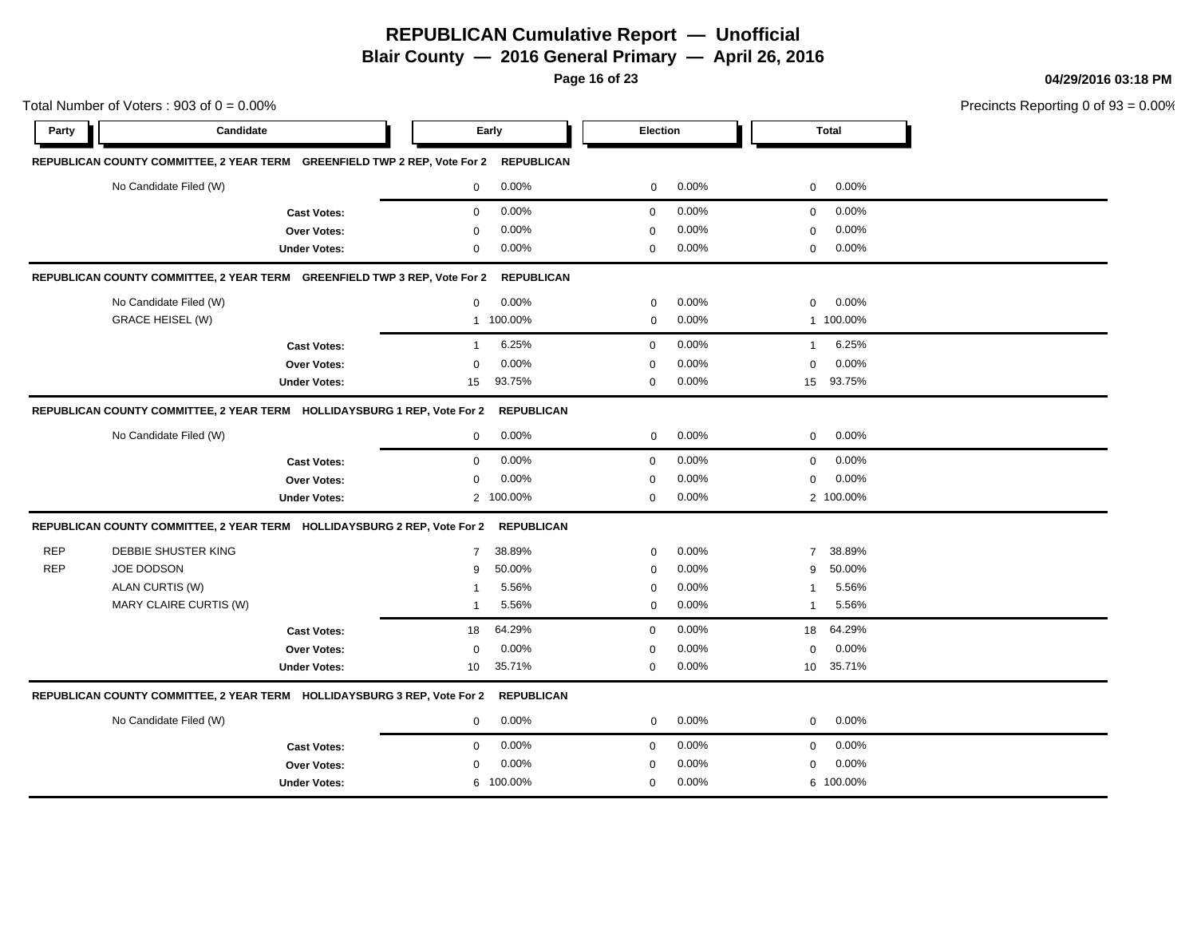# REPUBLICAN Cumulative Report — Unofficial

**Blair County — 2016 General Primary — April 26, 2016**

**04/29/2016 03:18 PM**

Total Number of Voters : 903 of 0 = 0.00%

Precincts Reporting 0 of 93 = 0.00%

| Party | Candidate | Early | | Election | | Total | |
|---|---|---|---|---|---|---|---|
| **REPUBLICAN COUNTY COMMITTEE, 2 YEAR TERM GREENFIELD TWP 2 REP, Vote For 2** | | **REPUBLICAN** | | | | | |
| | No Candidate Filed (W) | 0 | 0.00% | 0 | 0.00% | 0 | 0.00% |
| | **Cast Votes:** | 0 | 0.00% | 0 | 0.00% | 0 | 0.00% |
| | **Over Votes:** | 0 | 0.00% | 0 | 0.00% | 0 | 0.00% |
| | **Under Votes:** | 0 | 0.00% | 0 | 0.00% | 0 | 0.00% |
| **REPUBLICAN COUNTY COMMITTEE, 2 YEAR TERM GREENFIELD TWP 3 REP, Vote For 2** | | **REPUBLICAN** | | | | | |
| | No Candidate Filed (W) | 0 | 0.00% | 0 | 0.00% | 0 | 0.00% |
| | GRACE HEISEL (W) | 1 | 100.00% | 0 | 0.00% | 1 | 100.00% |
| | **Cast Votes:** | 1 | 6.25% | 0 | 0.00% | 1 | 6.25% |
| | **Over Votes:** | 0 | 0.00% | 0 | 0.00% | 0 | 0.00% |
| | **Under Votes:** | 15 | 93.75% | 0 | 0.00% | 15 | 93.75% |
| **REPUBLICAN COUNTY COMMITTEE, 2 YEAR TERM HOLLIDAYSBURG 1 REP, Vote For 2** | | **REPUBLICAN** | | | | | |
| | No Candidate Filed (W) | 0 | 0.00% | 0 | 0.00% | 0 | 0.00% |
| | **Cast Votes:** | 0 | 0.00% | 0 | 0.00% | 0 | 0.00% |
| | **Over Votes:** | 0 | 0.00% | 0 | 0.00% | 0 | 0.00% |
| | **Under Votes:** | 2 | 100.00% | 0 | 0.00% | 2 | 100.00% |
| **REPUBLICAN COUNTY COMMITTEE, 2 YEAR TERM HOLLIDAYSBURG 2 REP, Vote For 2** | | **REPUBLICAN** | | | | | |
| REP | DEBBIE SHUSTER KING | 7 | 38.89% | 0 | 0.00% | 7 | 38.89% |
| REP | JOE DODSON | 9 | 50.00% | 0 | 0.00% | 9 | 50.00% |
| | ALAN CURTIS (W) | 1 | 5.56% | 0 | 0.00% | 1 | 5.56% |
| | MARY CLAIRE CURTIS (W) | 1 | 5.56% | 0 | 0.00% | 1 | 5.56% |
| | **Cast Votes:** | 18 | 64.29% | 0 | 0.00% | 18 | 64.29% |
| | **Over Votes:** | 0 | 0.00% | 0 | 0.00% | 0 | 0.00% |
| | **Under Votes:** | 10 | 35.71% | 0 | 0.00% | 10 | 35.71% |
| **REPUBLICAN COUNTY COMMITTEE, 2 YEAR TERM HOLLIDAYSBURG 3 REP, Vote For 2** | | **REPUBLICAN** | | | | | |
| | No Candidate Filed (W) | 0 | 0.00% | 0 | 0.00% | 0 | 0.00% |
| | **Cast Votes:** | 0 | 0.00% | 0 | 0.00% | 0 | 0.00% |
| | **Over Votes:** | 0 | 0.00% | 0 | 0.00% | 0 | 0.00% |
| | **Under Votes:** | 6 | 100.00% | 0 | 0.00% | 6 | 100.00% |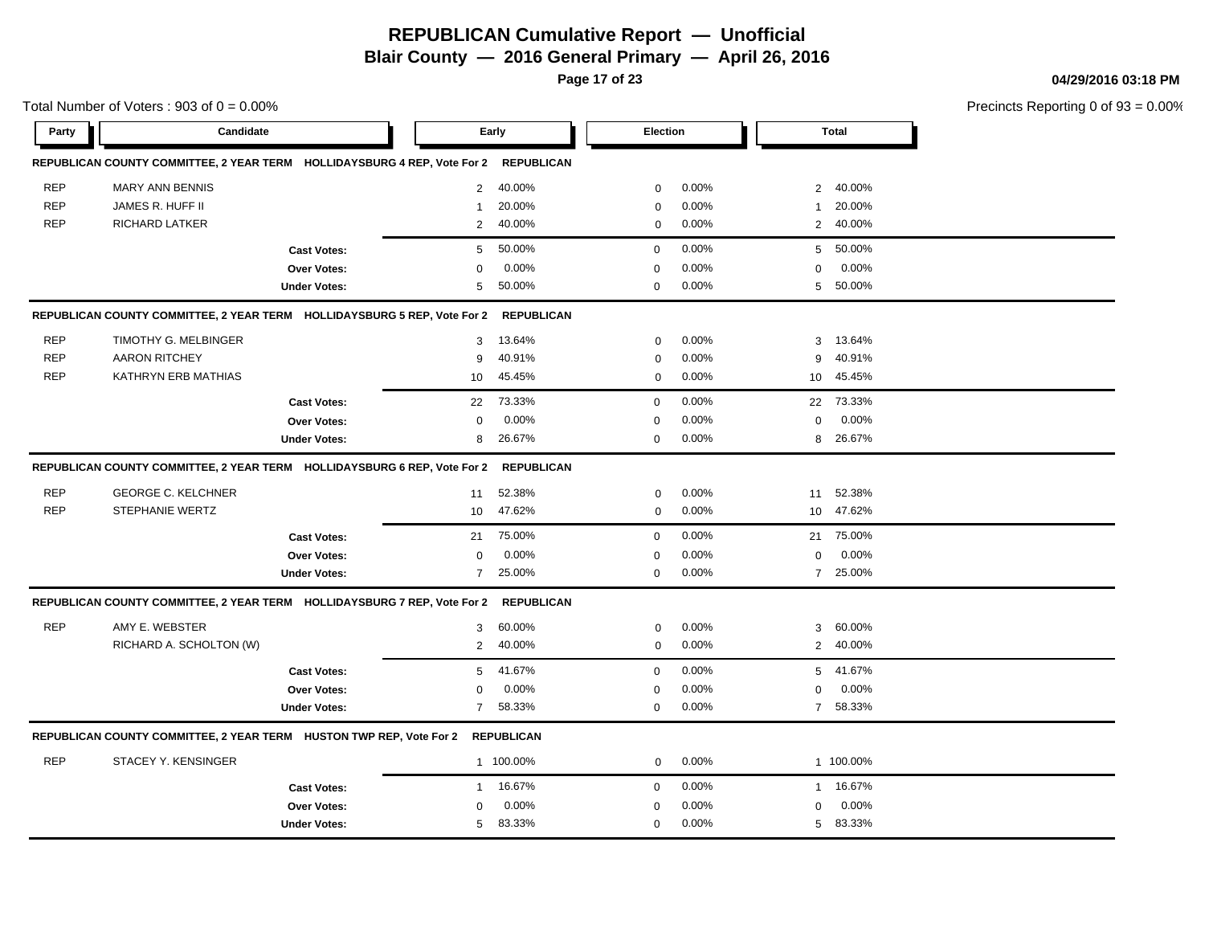# REPUBLICAN Cumulative Report — Unofficial

**Blair County — 2016 General Primary — April 26, 2016**

04/29/2016 03:18 PM

Total Number of Voters : 903 of 0 = 0.00%

Precincts Reporting 0 of 93 = 0.00%

| Party | Candidate | Early | | Election | | Total | |
|---|---|---|---|---|---|---|---|
| **REPUBLICAN COUNTY COMMITTEE, 2 YEAR TERM HOLLIDAYSBURG 4 REP, Vote For 2 REPUBLICAN** | | | | | | | |
| REP | MARY ANN BENNIS | 2 | 40.00% | 0 | 0.00% | 2 | 40.00% |
| REP | JAMES R. HUFF II | 1 | 20.00% | 0 | 0.00% | 1 | 20.00% |
| REP | RICHARD LATKER | 2 | 40.00% | 0 | 0.00% | 2 | 40.00% |
| | **Cast Votes:** | 5 | 50.00% | 0 | 0.00% | 5 | 50.00% |
| | **Over Votes:** | 0 | 0.00% | 0 | 0.00% | 0 | 0.00% |
| | **Under Votes:** | 5 | 50.00% | 0 | 0.00% | 5 | 50.00% |
| **REPUBLICAN COUNTY COMMITTEE, 2 YEAR TERM HOLLIDAYSBURG 5 REP, Vote For 2 REPUBLICAN** | | | | | | | |
| REP | TIMOTHY G. MELBINGER | 3 | 13.64% | 0 | 0.00% | 3 | 13.64% |
| REP | AARON RITCHEY | 9 | 40.91% | 0 | 0.00% | 9 | 40.91% |
| REP | KATHRYN ERB MATHIAS | 10 | 45.45% | 0 | 0.00% | 10 | 45.45% |
| | **Cast Votes:** | 22 | 73.33% | 0 | 0.00% | 22 | 73.33% |
| | **Over Votes:** | 0 | 0.00% | 0 | 0.00% | 0 | 0.00% |
| | **Under Votes:** | 8 | 26.67% | 0 | 0.00% | 8 | 26.67% |
| **REPUBLICAN COUNTY COMMITTEE, 2 YEAR TERM HOLLIDAYSBURG 6 REP, Vote For 2 REPUBLICAN** | | | | | | | |
| REP | GEORGE C. KELCHNER | 11 | 52.38% | 0 | 0.00% | 11 | 52.38% |
| REP | STEPHANIE WERTZ | 10 | 47.62% | 0 | 0.00% | 10 | 47.62% |
| | **Cast Votes:** | 21 | 75.00% | 0 | 0.00% | 21 | 75.00% |
| | **Over Votes:** | 0 | 0.00% | 0 | 0.00% | 0 | 0.00% |
| | **Under Votes:** | 7 | 25.00% | 0 | 0.00% | 7 | 25.00% |
| **REPUBLICAN COUNTY COMMITTEE, 2 YEAR TERM HOLLIDAYSBURG 7 REP, Vote For 2 REPUBLICAN** | | | | | | | |
| REP | AMY E. WEBSTER | 3 | 60.00% | 0 | 0.00% | 3 | 60.00% |
| | RICHARD A. SCHOLTON (W) | 2 | 40.00% | 0 | 0.00% | 2 | 40.00% |
| | **Cast Votes:** | 5 | 41.67% | 0 | 0.00% | 5 | 41.67% |
| | **Over Votes:** | 0 | 0.00% | 0 | 0.00% | 0 | 0.00% |
| | **Under Votes:** | 7 | 58.33% | 0 | 0.00% | 7 | 58.33% |
| **REPUBLICAN COUNTY COMMITTEE, 2 YEAR TERM HUSTON TWP REP, Vote For 2 REPUBLICAN** | | | | | | | |
| REP | STACEY Y. KENSINGER | 1 | 100.00% | 0 | 0.00% | 1 | 100.00% |
| | **Cast Votes:** | 1 | 16.67% | 0 | 0.00% | 1 | 16.67% |
| | **Over Votes:** | 0 | 0.00% | 0 | 0.00% | 0 | 0.00% |
| | **Under Votes:** | 5 | 83.33% | 0 | 0.00% | 5 | 83.33% |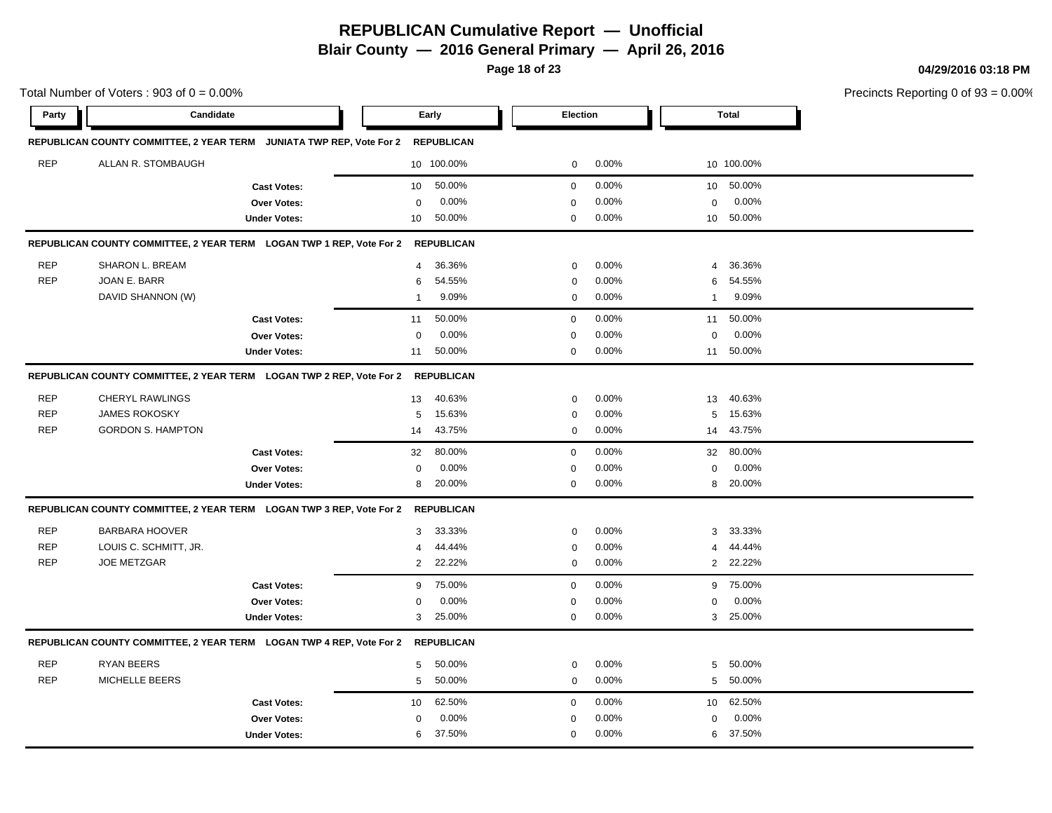# REPUBLICAN Cumulative Report — Unofficial

## Blair County — 2016 General Primary — April 26, 2016

04/29/2016 03:18 PM

Total Number of Voters : 903 of 0 = 0.00%

Precincts Reporting 0 of 93 = 0.00%

| Party | Candidate | Early | | Election | | Total | |
|---|---|---|---|---|---|---|---|
| **REPUBLICAN COUNTY COMMITTEE, 2 YEAR TERM JUNIATA TWP REP, Vote For 2** | | **REPUBLICAN** | | | | | |
| REP | ALLAN R. STOMBAUGH | 10 | 100.00% | 0 | 0.00% | 10 | 100.00% |
| | **Cast Votes:** | 10 | 50.00% | 0 | 0.00% | 10 | 50.00% |
| | **Over Votes:** | 0 | 0.00% | 0 | 0.00% | 0 | 0.00% |
| | **Under Votes:** | 10 | 50.00% | 0 | 0.00% | 10 | 50.00% |
| **REPUBLICAN COUNTY COMMITTEE, 2 YEAR TERM LOGAN TWP 1 REP, Vote For 2** | | **REPUBLICAN** | | | | | |
| REP | SHARON L. BREAM | 4 | 36.36% | 0 | 0.00% | 4 | 36.36% |
| REP | JOAN E. BARR | 6 | 54.55% | 0 | 0.00% | 6 | 54.55% |
| | DAVID SHANNON (W) | 1 | 9.09% | 0 | 0.00% | 1 | 9.09% |
| | **Cast Votes:** | 11 | 50.00% | 0 | 0.00% | 11 | 50.00% |
| | **Over Votes:** | 0 | 0.00% | 0 | 0.00% | 0 | 0.00% |
| | **Under Votes:** | 11 | 50.00% | 0 | 0.00% | 11 | 50.00% |
| **REPUBLICAN COUNTY COMMITTEE, 2 YEAR TERM LOGAN TWP 2 REP, Vote For 2** | | **REPUBLICAN** | | | | | |
| REP | CHERYL RAWLINGS | 13 | 40.63% | 0 | 0.00% | 13 | 40.63% |
| REP | JAMES ROKOSKY | 5 | 15.63% | 0 | 0.00% | 5 | 15.63% |
| REP | GORDON S. HAMPTON | 14 | 43.75% | 0 | 0.00% | 14 | 43.75% |
| | **Cast Votes:** | 32 | 80.00% | 0 | 0.00% | 32 | 80.00% |
| | **Over Votes:** | 0 | 0.00% | 0 | 0.00% | 0 | 0.00% |
| | **Under Votes:** | 8 | 20.00% | 0 | 0.00% | 8 | 20.00% |
| **REPUBLICAN COUNTY COMMITTEE, 2 YEAR TERM LOGAN TWP 3 REP, Vote For 2** | | **REPUBLICAN** | | | | | |
| REP | BARBARA HOOVER | 3 | 33.33% | 0 | 0.00% | 3 | 33.33% |
| REP | LOUIS C. SCHMITT, JR. | 4 | 44.44% | 0 | 0.00% | 4 | 44.44% |
| REP | JOE METZGAR | 2 | 22.22% | 0 | 0.00% | 2 | 22.22% |
| | **Cast Votes:** | 9 | 75.00% | 0 | 0.00% | 9 | 75.00% |
| | **Over Votes:** | 0 | 0.00% | 0 | 0.00% | 0 | 0.00% |
| | **Under Votes:** | 3 | 25.00% | 0 | 0.00% | 3 | 25.00% |
| **REPUBLICAN COUNTY COMMITTEE, 2 YEAR TERM LOGAN TWP 4 REP, Vote For 2** | | **REPUBLICAN** | | | | | |
| REP | RYAN BEERS | 5 | 50.00% | 0 | 0.00% | 5 | 50.00% |
| REP | MICHELLE BEERS | 5 | 50.00% | 0 | 0.00% | 5 | 50.00% |
| | **Cast Votes:** | 10 | 62.50% | 0 | 0.00% | 10 | 62.50% |
| | **Over Votes:** | 0 | 0.00% | 0 | 0.00% | 0 | 0.00% |
| | **Under Votes:** | 6 | 37.50% | 0 | 0.00% | 6 | 37.50% |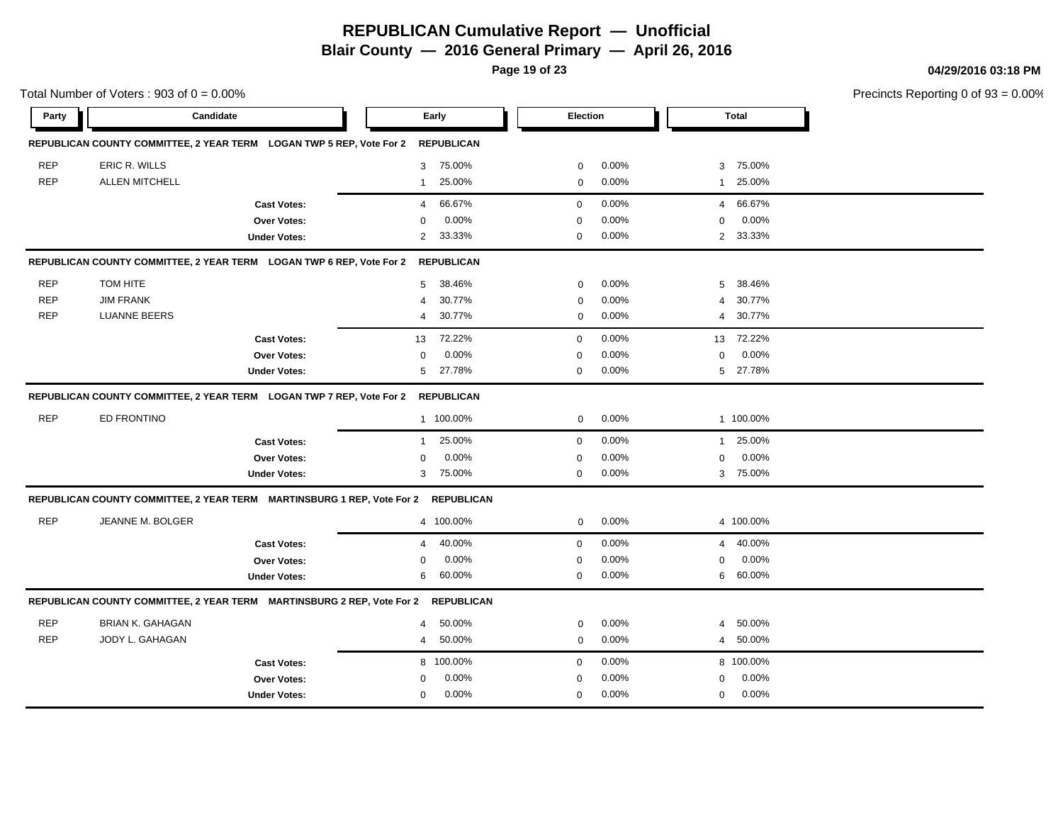# REPUBLICAN Cumulative Report — Unofficial

**Blair County — 2016 General Primary — April 26, 2016**

**04/29/2016 03:18 PM**

Total Number of Voters : 903 of 0 = 0.00%

Precincts Reporting 0 of 93 = 0.00%

| Party | Candidate | Early | | Election | | Total | |
|---|---|---|---|---|---|---|---|
| **REPUBLICAN COUNTY COMMITTEE, 2 YEAR TERM LOGAN TWP 5 REP, Vote For 2** | | **REPUBLICAN** | | | | | |
| REP | ERIC R. WILLS | 3 | 75.00% | 0 | 0.00% | 3 | 75.00% |
| REP | ALLEN MITCHELL | 1 | 25.00% | 0 | 0.00% | 1 | 25.00% |
| | **Cast Votes:** | 4 | 66.67% | 0 | 0.00% | 4 | 66.67% |
| | **Over Votes:** | 0 | 0.00% | 0 | 0.00% | 0 | 0.00% |
| | **Under Votes:** | 2 | 33.33% | 0 | 0.00% | 2 | 33.33% |
| **REPUBLICAN COUNTY COMMITTEE, 2 YEAR TERM LOGAN TWP 6 REP, Vote For 2** | | **REPUBLICAN** | | | | | |
| REP | TOM HITE | 5 | 38.46% | 0 | 0.00% | 5 | 38.46% |
| REP | JIM FRANK | 4 | 30.77% | 0 | 0.00% | 4 | 30.77% |
| REP | LUANNE BEERS | 4 | 30.77% | 0 | 0.00% | 4 | 30.77% |
| | **Cast Votes:** | 13 | 72.22% | 0 | 0.00% | 13 | 72.22% |
| | **Over Votes:** | 0 | 0.00% | 0 | 0.00% | 0 | 0.00% |
| | **Under Votes:** | 5 | 27.78% | 0 | 0.00% | 5 | 27.78% |
| **REPUBLICAN COUNTY COMMITTEE, 2 YEAR TERM LOGAN TWP 7 REP, Vote For 2** | | **REPUBLICAN** | | | | | |
| REP | ED FRONTINO | 1 | 100.00% | 0 | 0.00% | 1 | 100.00% |
| | **Cast Votes:** | 1 | 25.00% | 0 | 0.00% | 1 | 25.00% |
| | **Over Votes:** | 0 | 0.00% | 0 | 0.00% | 0 | 0.00% |
| | **Under Votes:** | 3 | 75.00% | 0 | 0.00% | 3 | 75.00% |
| **REPUBLICAN COUNTY COMMITTEE, 2 YEAR TERM MARTINSBURG 1 REP, Vote For 2** | | **REPUBLICAN** | | | | | |
| REP | JEANNE M. BOLGER | 4 | 100.00% | 0 | 0.00% | 4 | 100.00% |
| | **Cast Votes:** | 4 | 40.00% | 0 | 0.00% | 4 | 40.00% |
| | **Over Votes:** | 0 | 0.00% | 0 | 0.00% | 0 | 0.00% |
| | **Under Votes:** | 6 | 60.00% | 0 | 0.00% | 6 | 60.00% |
| **REPUBLICAN COUNTY COMMITTEE, 2 YEAR TERM MARTINSBURG 2 REP, Vote For 2** | | **REPUBLICAN** | | | | | |
| REP | BRIAN K. GAHAGAN | 4 | 50.00% | 0 | 0.00% | 4 | 50.00% |
| REP | JODY L. GAHAGAN | 4 | 50.00% | 0 | 0.00% | 4 | 50.00% |
| | **Cast Votes:** | 8 | 100.00% | 0 | 0.00% | 8 | 100.00% |
| | **Over Votes:** | 0 | 0.00% | 0 | 0.00% | 0 | 0.00% |
| | **Under Votes:** | 0 | 0.00% | 0 | 0.00% | 0 | 0.00% |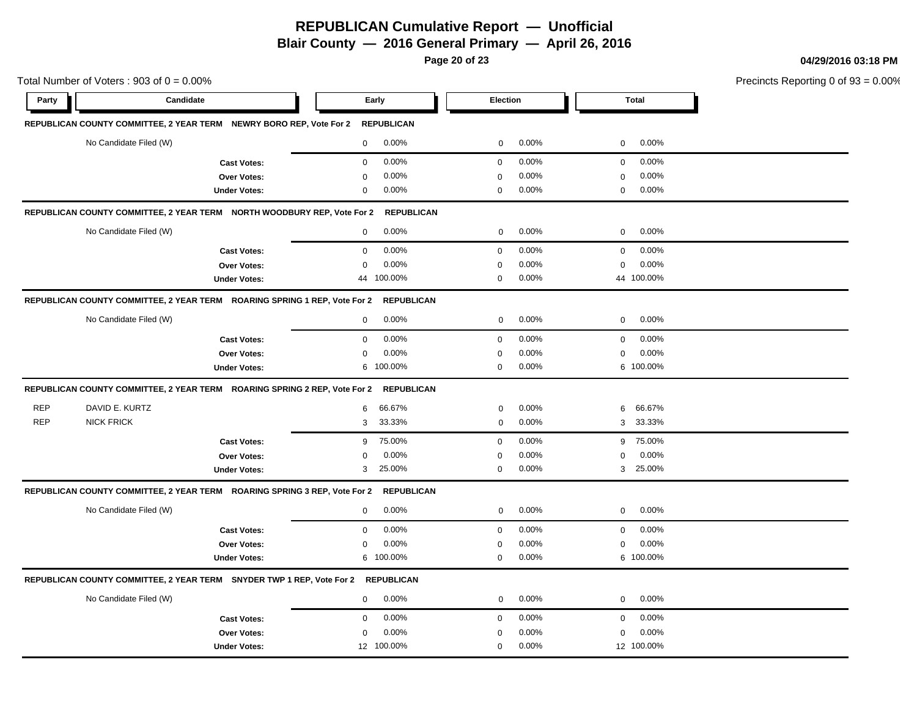# REPUBLICAN Cumulative Report — Unofficial

## Blair County — 2016 General Primary — April 26, 2016

04/29/2016 03:18 PM

Total Number of Voters : 903 of 0 = 0.00%

Precincts Reporting 0 of 93 = 0.00%

| Party | Candidate | Early | | Election | | Total | |
|---|---|---|---|---|---|---|---|
| **REPUBLICAN COUNTY COMMITTEE, 2 YEAR TERM NEWRY BORO REP, Vote For 2** | **REPUBLICAN** | | | | | | |
| | No Candidate Filed (W) | 0 | 0.00% | 0 | 0.00% | 0 | 0.00% |
| | **Cast Votes:** | 0 | 0.00% | 0 | 0.00% | 0 | 0.00% |
| | **Over Votes:** | 0 | 0.00% | 0 | 0.00% | 0 | 0.00% |
| | **Under Votes:** | 0 | 0.00% | 0 | 0.00% | 0 | 0.00% |
| **REPUBLICAN COUNTY COMMITTEE, 2 YEAR TERM NORTH WOODBURY REP, Vote For 2** | **REPUBLICAN** | | | | | | |
| | No Candidate Filed (W) | 0 | 0.00% | 0 | 0.00% | 0 | 0.00% |
| | **Cast Votes:** | 0 | 0.00% | 0 | 0.00% | 0 | 0.00% |
| | **Over Votes:** | 0 | 0.00% | 0 | 0.00% | 0 | 0.00% |
| | **Under Votes:** | 44 | 100.00% | 0 | 0.00% | 44 | 100.00% |
| **REPUBLICAN COUNTY COMMITTEE, 2 YEAR TERM ROARING SPRING 1 REP, Vote For 2** | **REPUBLICAN** | | | | | | |
| | No Candidate Filed (W) | 0 | 0.00% | 0 | 0.00% | 0 | 0.00% |
| | **Cast Votes:** | 0 | 0.00% | 0 | 0.00% | 0 | 0.00% |
| | **Over Votes:** | 0 | 0.00% | 0 | 0.00% | 0 | 0.00% |
| | **Under Votes:** | 6 | 100.00% | 0 | 0.00% | 6 | 100.00% |
| **REPUBLICAN COUNTY COMMITTEE, 2 YEAR TERM ROARING SPRING 2 REP, Vote For 2** | **REPUBLICAN** | | | | | | |
| REP | DAVID E. KURTZ | 6 | 66.67% | 0 | 0.00% | 6 | 66.67% |
| REP | NICK FRICK | 3 | 33.33% | 0 | 0.00% | 3 | 33.33% |
| | **Cast Votes:** | 9 | 75.00% | 0 | 0.00% | 9 | 75.00% |
| | **Over Votes:** | 0 | 0.00% | 0 | 0.00% | 0 | 0.00% |
| | **Under Votes:** | 3 | 25.00% | 0 | 0.00% | 3 | 25.00% |
| **REPUBLICAN COUNTY COMMITTEE, 2 YEAR TERM ROARING SPRING 3 REP, Vote For 2** | **REPUBLICAN** | | | | | | |
| | No Candidate Filed (W) | 0 | 0.00% | 0 | 0.00% | 0 | 0.00% |
| | **Cast Votes:** | 0 | 0.00% | 0 | 0.00% | 0 | 0.00% |
| | **Over Votes:** | 0 | 0.00% | 0 | 0.00% | 0 | 0.00% |
| | **Under Votes:** | 6 | 100.00% | 0 | 0.00% | 6 | 100.00% |
| **REPUBLICAN COUNTY COMMITTEE, 2 YEAR TERM SNYDER TWP 1 REP, Vote For 2** | **REPUBLICAN** | | | | | | |
| | No Candidate Filed (W) | 0 | 0.00% | 0 | 0.00% | 0 | 0.00% |
| | **Cast Votes:** | 0 | 0.00% | 0 | 0.00% | 0 | 0.00% |
| | **Over Votes:** | 0 | 0.00% | 0 | 0.00% | 0 | 0.00% |
| | **Under Votes:** | 12 | 100.00% | 0 | 0.00% | 12 | 100.00% |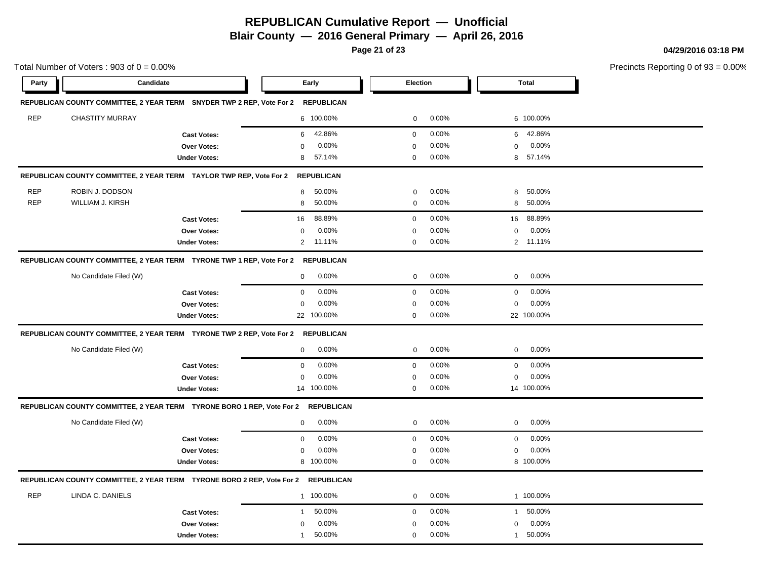# REPUBLICAN Cumulative Report — Unofficial

## Blair County — 2016 General Primary — April 26, 2016

04/29/2016 03:18 PM

Total Number of Voters : 903 of 0 = 0.00%

Precincts Reporting 0 of 93 = 0.00%

| Party | Candidate | Early | | Election | | Total | |
|---|---|---|---|---|---|---|---|
| **REPUBLICAN COUNTY COMMITTEE, 2 YEAR TERM SNYDER TWP 2 REP, Vote For 2 REPUBLICAN** | | | | | | | |
| REP | CHASTITY MURRAY | 6 | 100.00% | 0 | 0.00% | 6 | 100.00% |
| | **Cast Votes:** | 6 | 42.86% | 0 | 0.00% | 6 | 42.86% |
| | **Over Votes:** | 0 | 0.00% | 0 | 0.00% | 0 | 0.00% |
| | **Under Votes:** | 8 | 57.14% | 0 | 0.00% | 8 | 57.14% |
| **REPUBLICAN COUNTY COMMITTEE, 2 YEAR TERM TAYLOR TWP REP, Vote For 2 REPUBLICAN** | | | | | | | |
| REP | ROBIN J. DODSON | 8 | 50.00% | 0 | 0.00% | 8 | 50.00% |
| REP | WILLIAM J. KIRSH | 8 | 50.00% | 0 | 0.00% | 8 | 50.00% |
| | **Cast Votes:** | 16 | 88.89% | 0 | 0.00% | 16 | 88.89% |
| | **Over Votes:** | 0 | 0.00% | 0 | 0.00% | 0 | 0.00% |
| | **Under Votes:** | 2 | 11.11% | 0 | 0.00% | 2 | 11.11% |
| **REPUBLICAN COUNTY COMMITTEE, 2 YEAR TERM TYRONE TWP 1 REP, Vote For 2 REPUBLICAN** | | | | | | | |
| | No Candidate Filed (W) | 0 | 0.00% | 0 | 0.00% | 0 | 0.00% |
| | **Cast Votes:** | 0 | 0.00% | 0 | 0.00% | 0 | 0.00% |
| | **Over Votes:** | 0 | 0.00% | 0 | 0.00% | 0 | 0.00% |
| | **Under Votes:** | 22 | 100.00% | 0 | 0.00% | 22 | 100.00% |
| **REPUBLICAN COUNTY COMMITTEE, 2 YEAR TERM TYRONE TWP 2 REP, Vote For 2 REPUBLICAN** | | | | | | | |
| | No Candidate Filed (W) | 0 | 0.00% | 0 | 0.00% | 0 | 0.00% |
| | **Cast Votes:** | 0 | 0.00% | 0 | 0.00% | 0 | 0.00% |
| | **Over Votes:** | 0 | 0.00% | 0 | 0.00% | 0 | 0.00% |
| | **Under Votes:** | 14 | 100.00% | 0 | 0.00% | 14 | 100.00% |
| **REPUBLICAN COUNTY COMMITTEE, 2 YEAR TERM TYRONE BORO 1 REP, Vote For 2 REPUBLICAN** | | | | | | | |
| | No Candidate Filed (W) | 0 | 0.00% | 0 | 0.00% | 0 | 0.00% |
| | **Cast Votes:** | 0 | 0.00% | 0 | 0.00% | 0 | 0.00% |
| | **Over Votes:** | 0 | 0.00% | 0 | 0.00% | 0 | 0.00% |
| | **Under Votes:** | 8 | 100.00% | 0 | 0.00% | 8 | 100.00% |
| **REPUBLICAN COUNTY COMMITTEE, 2 YEAR TERM TYRONE BORO 2 REP, Vote For 2 REPUBLICAN** | | | | | | | |
| REP | LINDA C. DANIELS | 1 | 100.00% | 0 | 0.00% | 1 | 100.00% |
| | **Cast Votes:** | 1 | 50.00% | 0 | 0.00% | 1 | 50.00% |
| | **Over Votes:** | 0 | 0.00% | 0 | 0.00% | 0 | 0.00% |
| | **Under Votes:** | 1 | 50.00% | 0 | 0.00% | 1 | 50.00% |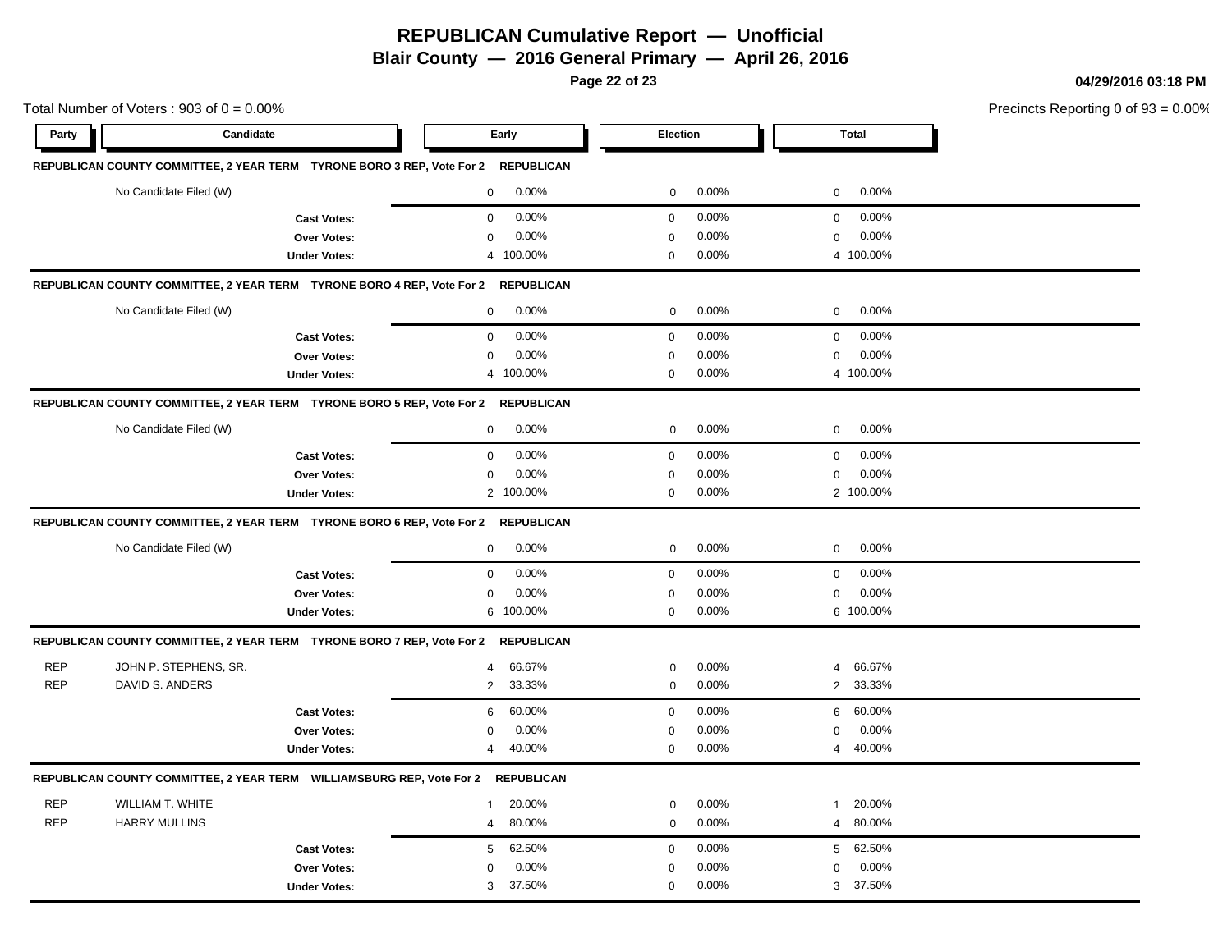# REPUBLICAN Cumulative Report — Unofficial

**Blair County — 2016 General Primary — April 26, 2016**

**04/29/2016 03:18 PM**

Total Number of Voters : 903 of 0 = 0.00%

Precincts Reporting 0 of 93 = 0.00%

| Party | Candidate | Early | | Election | | Total | |
|---|---|---|---|---|---|---|---|
| **REPUBLICAN COUNTY COMMITTEE, 2 YEAR TERM TYRONE BORO 3 REP, Vote For 2 REPUBLICAN** | | | | | | | |
| | No Candidate Filed (W) | 0 | 0.00% | 0 | 0.00% | 0 | 0.00% |
| | **Cast Votes:** | 0 | 0.00% | 0 | 0.00% | 0 | 0.00% |
| | **Over Votes:** | 0 | 0.00% | 0 | 0.00% | 0 | 0.00% |
| | **Under Votes:** | 4 | 100.00% | 0 | 0.00% | 4 | 100.00% |
| **REPUBLICAN COUNTY COMMITTEE, 2 YEAR TERM TYRONE BORO 4 REP, Vote For 2 REPUBLICAN** | | | | | | | |
| | No Candidate Filed (W) | 0 | 0.00% | 0 | 0.00% | 0 | 0.00% |
| | **Cast Votes:** | 0 | 0.00% | 0 | 0.00% | 0 | 0.00% |
| | **Over Votes:** | 0 | 0.00% | 0 | 0.00% | 0 | 0.00% |
| | **Under Votes:** | 4 | 100.00% | 0 | 0.00% | 4 | 100.00% |
| **REPUBLICAN COUNTY COMMITTEE, 2 YEAR TERM TYRONE BORO 5 REP, Vote For 2 REPUBLICAN** | | | | | | | |
| | No Candidate Filed (W) | 0 | 0.00% | 0 | 0.00% | 0 | 0.00% |
| | **Cast Votes:** | 0 | 0.00% | 0 | 0.00% | 0 | 0.00% |
| | **Over Votes:** | 0 | 0.00% | 0 | 0.00% | 0 | 0.00% |
| | **Under Votes:** | 2 | 100.00% | 0 | 0.00% | 2 | 100.00% |
| **REPUBLICAN COUNTY COMMITTEE, 2 YEAR TERM TYRONE BORO 6 REP, Vote For 2 REPUBLICAN** | | | | | | | |
| | No Candidate Filed (W) | 0 | 0.00% | 0 | 0.00% | 0 | 0.00% |
| | **Cast Votes:** | 0 | 0.00% | 0 | 0.00% | 0 | 0.00% |
| | **Over Votes:** | 0 | 0.00% | 0 | 0.00% | 0 | 0.00% |
| | **Under Votes:** | 6 | 100.00% | 0 | 0.00% | 6 | 100.00% |
| **REPUBLICAN COUNTY COMMITTEE, 2 YEAR TERM TYRONE BORO 7 REP, Vote For 2 REPUBLICAN** | | | | | | | |
| REP | JOHN P. STEPHENS, SR. | 4 | 66.67% | 0 | 0.00% | 4 | 66.67% |
| REP | DAVID S. ANDERS | 2 | 33.33% | 0 | 0.00% | 2 | 33.33% |
| | **Cast Votes:** | 6 | 60.00% | 0 | 0.00% | 6 | 60.00% |
| | **Over Votes:** | 0 | 0.00% | 0 | 0.00% | 0 | 0.00% |
| | **Under Votes:** | 4 | 40.00% | 0 | 0.00% | 4 | 40.00% |
| **REPUBLICAN COUNTY COMMITTEE, 2 YEAR TERM WILLIAMSBURG REP, Vote For 2 REPUBLICAN** | | | | | | | |
| REP | WILLIAM T. WHITE | 1 | 20.00% | 0 | 0.00% | 1 | 20.00% |
| REP | HARRY MULLINS | 4 | 80.00% | 0 | 0.00% | 4 | 80.00% |
| | **Cast Votes:** | 5 | 62.50% | 0 | 0.00% | 5 | 62.50% |
| | **Over Votes:** | 0 | 0.00% | 0 | 0.00% | 0 | 0.00% |
| | **Under Votes:** | 3 | 37.50% | 0 | 0.00% | 3 | 37.50% |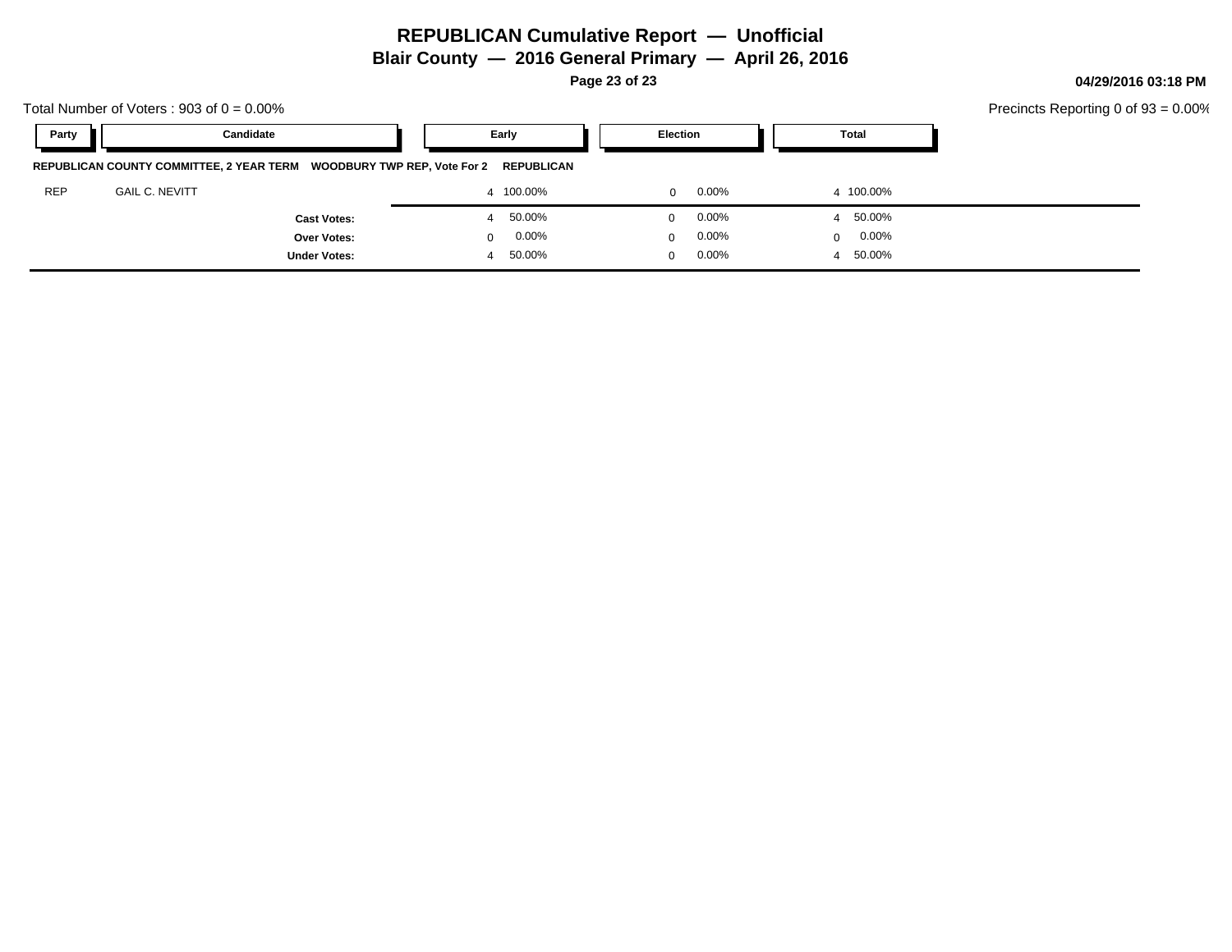# REPUBLICAN Cumulative Report — Unofficial

## Blair County — 2016 General Primary — April 26, 2016

**04/29/2016 03:18 PM**

Total Number of Voters : 903 of 0 = 0.00%

Precincts Reporting 0 of 93 = 0.00%

| Party | Candidate | Early | | Election | | Total | |
|---|---|---|---|---|---|---|---|
| **REPUBLICAN COUNTY COMMITTEE, 2 YEAR TERM WOODBURY TWP REP, Vote For 2 REPUBLICAN** | | | | | | | |
| REP | GAIL C. NEVITT | 4 | 100.00% | 0 | 0.00% | 4 | 100.00% |
| | **Cast Votes:** | 4 | 50.00% | 0 | 0.00% | 4 | 50.00% |
| | **Over Votes:** | 0 | 0.00% | 0 | 0.00% | 0 | 0.00% |
| | **Under Votes:** | 4 | 50.00% | 0 | 0.00% | 4 | 50.00% |